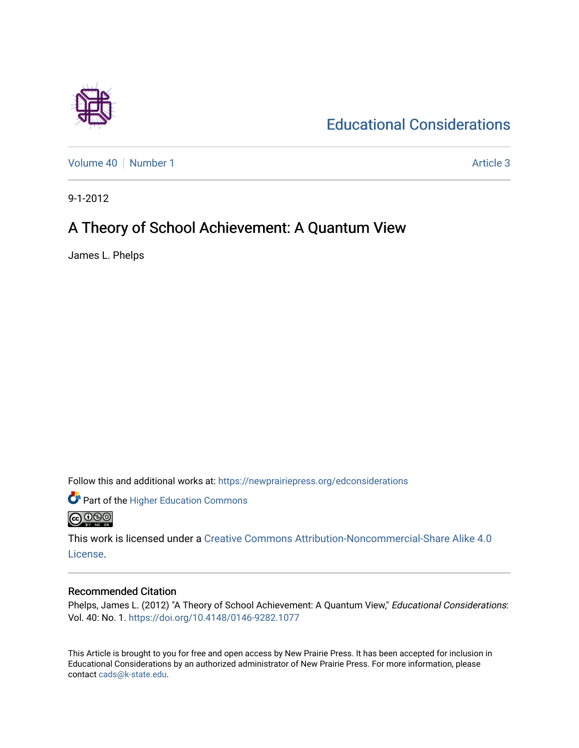# Educational Considerations

Volume 40 | Number 1 | Article 3

9-1-2012

## A Theory of School Achievement: A Quantum View

James L. Phelps

Follow this and additional works at: https://newprairiepress.org/edconsiderations

Part of the Higher Education Commons

This work is licensed under a Creative Commons Attribution-Noncommercial-Share Alike 4.0 License.

### Recommended Citation

Phelps, James L. (2012) "A Theory of School Achievement: A Quantum View," *Educational Considerations*: Vol. 40: No. 1. https://doi.org/10.4148/0146-9282.1077

This Article is brought to you for free and open access by New Prairie Press. It has been accepted for inclusion in Educational Considerations by an authorized administrator of New Prairie Press. For more information, please contact cads@k-state.edu.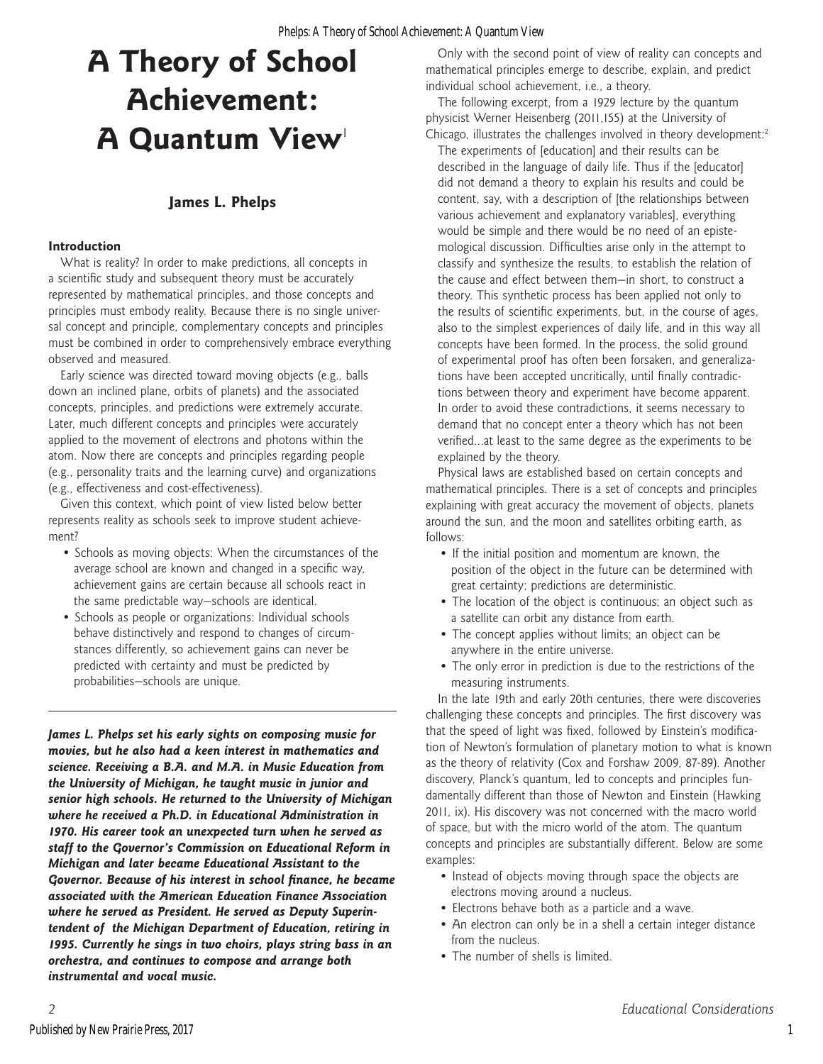# A Theory of School Achievement: A Quantum View[1]

**James L. Phelps**

### Introduction

What is reality? In order to make predictions, all concepts in a scientific study and subsequent theory must be accurately represented by mathematical principles, and those concepts and principles must embody reality. Because there is no single universal concept and principle, complementary concepts and principles must be combined in order to comprehensively embrace everything observed and measured.

Early science was directed toward moving objects (e.g., balls down an inclined plane, orbits of planets) and the associated concepts, principles, and predictions were extremely accurate. Later, much different concepts and principles were accurately applied to the movement of electrons and photons within the atom. Now there are concepts and principles regarding people (e.g., personality traits and the learning curve) and organizations (e.g., effectiveness and cost-effectiveness).

Given this context, which point of view listed below better represents reality as schools seek to improve student achievement?

- Schools as moving objects: When the circumstances of the average school are known and changed in a specific way, achievement gains are certain because all schools react in the same predictable way—schools are identical.
- Schools as people or organizations: Individual schools behave distinctively and respond to changes of circumstances differently, so achievement gains can never be predicted with certainty and must be predicted by probabilities—schools are unique.

***James L. Phelps set his early sights on composing music for movies, but he also had a keen interest in mathematics and science. Receiving a B.A. and M.A. in Music Education from the University of Michigan, he taught music in junior and senior high schools. He returned to the University of Michigan where he received a Ph.D. in Educational Administration in 1970. His career took an unexpected turn when he served as staff to the Governor's Commission on Educational Reform in Michigan and later became Educational Assistant to the Governor. Because of his interest in school finance, he became associated with the American Education Finance Association where he served as President. He served as Deputy Superintendent of the Michigan Department of Education, retiring in 1995. Currently he sings in two choirs, plays string bass in an orchestra, and continues to compose and arrange both instrumental and vocal music.***

Only with the second point of view of reality can concepts and mathematical principles emerge to describe, explain, and predict individual school achievement, i.e., a theory.

The following excerpt, from a 1929 lecture by the quantum physicist Werner Heisenberg (2011,155) at the University of Chicago, illustrates the challenges involved in theory development:[2]

> The experiments of [education] and their results can be described in the language of daily life. Thus if the [educator] did not demand a theory to explain his results and could be content, say, with a description of [the relationships between various achievement and explanatory variables], everything would be simple and there would be no need of an epistemological discussion. Difficulties arise only in the attempt to classify and synthesize the results, to establish the relation of the cause and effect between them—in short, to construct a theory. This synthetic process has been applied not only to the results of scientific experiments, but, in the course of ages, also to the simplest experiences of daily life, and in this way all concepts have been formed. In the process, the solid ground of experimental proof has often been forsaken, and generalizations have been accepted uncritically, until finally contradictions between theory and experiment have become apparent. In order to avoid these contradictions, it seems necessary to demand that no concept enter a theory which has not been verified...at least to the same degree as the experiments to be explained by the theory.

Physical laws are established based on certain concepts and mathematical principles. There is a set of concepts and principles explaining with great accuracy the movement of objects, planets around the sun, and the moon and satellites orbiting earth, as follows:

- If the initial position and momentum are known, the position of the object in the future can be determined with great certainty; predictions are deterministic.
- The location of the object is continuous; an object such as a satellite can orbit any distance from earth.
- The concept applies without limits; an object can be anywhere in the entire universe.
- The only error in prediction is due to the restrictions of the measuring instruments.

In the late 19th and early 20th centuries, there were discoveries challenging these concepts and principles. The first discovery was that the speed of light was fixed, followed by Einstein's modification of Newton's formulation of planetary motion to what is known as the theory of relativity (Cox and Forshaw 2009, 87-89). Another discovery, Planck's quantum, led to concepts and principles fundamentally different than those of Newton and Einstein (Hawking 2011, ix). His discovery was not concerned with the macro world of space, but with the micro world of the atom. The quantum concepts and principles are substantially different. Below are some examples:

- Instead of objects moving through space the objects are electrons moving around a nucleus.
- Electrons behave both as a particle and a wave.
- An electron can only be in a shell a certain integer distance from the nucleus.
- The number of shells is limited.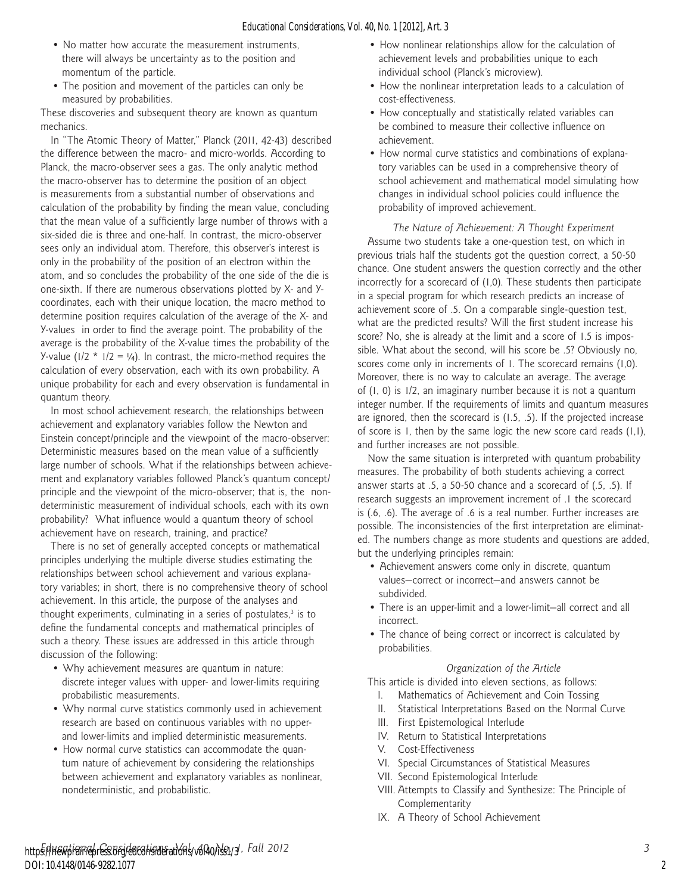- No matter how accurate the measurement instruments, there will always be uncertainty as to the position and momentum of the particle.
- The position and movement of the particles can only be measured by probabilities.

These discoveries and subsequent theory are known as quantum mechanics.

In "The Atomic Theory of Matter," Planck (2011, 42-43) described the difference between the macro- and micro-worlds. According to Planck, the macro-observer sees a gas. The only analytic method the macro-observer has to determine the position of an object is measurements from a substantial number of observations and calculation of the probability by finding the mean value, concluding that the mean value of a sufficiently large number of throws with a six-sided die is three and one-half. In contrast, the micro-observer sees only an individual atom. Therefore, this observer's interest is only in the probability of the position of an electron within the atom, and so concludes the probability of the one side of the die is one-sixth. If there are numerous observations plotted by X- and Y-coordinates, each with their unique location, the macro method to determine position requires calculation of the average of the X- and Y-values in order to find the average point. The probability of the average is the probability of the X-value times the probability of the Y-value ($1/2 * 1/2 = 1/4$). In contrast, the micro-method requires the calculation of every observation, each with its own probability. A unique probability for each and every observation is fundamental in quantum theory.

In most school achievement research, the relationships between achievement and explanatory variables follow the Newton and Einstein concept/principle and the viewpoint of the macro-observer: Deterministic measures based on the mean value of a sufficiently large number of schools. What if the relationships between achievement and explanatory variables followed Planck's quantum concept/principle and the viewpoint of the micro-observer; that is, the nondeterministic measurement of individual schools, each with its own probability? What influence would a quantum theory of school achievement have on research, training, and practice?

There is no set of generally accepted concepts or mathematical principles underlying the multiple diverse studies estimating the relationships between school achievement and various explanatory variables; in short, there is no comprehensive theory of school achievement. In this article, the purpose of the analyses and thought experiments, culminating in a series of postulates,[3] is to define the fundamental concepts and mathematical principles of such a theory. These issues are addressed in this article through discussion of the following:

- Why achievement measures are quantum in nature: discrete integer values with upper- and lower-limits requiring probabilistic measurements.
- Why normal curve statistics commonly used in achievement research are based on continuous variables with no upper- and lower-limits and implied deterministic measurements.
- How normal curve statistics can accommodate the quantum nature of achievement by considering the relationships between achievement and explanatory variables as nonlinear, nondeterministic, and probabilistic.
- How nonlinear relationships allow for the calculation of achievement levels and probabilities unique to each individual school (Planck's microview).
- How the nonlinear interpretation leads to a calculation of cost-effectiveness.
- How conceptually and statistically related variables can be combined to measure their collective influence on achievement.
- How normal curve statistics and combinations of explanatory variables can be used in a comprehensive theory of school achievement and mathematical model simulating how changes in individual school policies could influence the probability of improved achievement.

### *The Nature of Achievement: A Thought Experiment*

Assume two students take a one-question test, on which in previous trials half the students got the question correct, a 50-50 chance. One student answers the question correctly and the other incorrectly for a scorecard of (1,0). These students then participate in a special program for which research predicts an increase of achievement score of .5. On a comparable single-question test, what are the predicted results? Will the first student increase his score? No, she is already at the limit and a score of 1.5 is impossible. What about the second, will his score be .5? Obviously no, scores come only in increments of 1. The scorecard remains (1,0). Moreover, there is no way to calculate an average. The average of (1, 0) is 1/2, an imaginary number because it is not a quantum integer number. If the requirements of limits and quantum measures are ignored, then the scorecard is (1.5, .5). If the projected increase of score is 1, then by the same logic the new score card reads (1,1), and further increases are not possible.

Now the same situation is interpreted with quantum probability measures. The probability of both students achieving a correct answer starts at .5, a 50-50 chance and a scorecard of (.5, .5). If research suggests an improvement increment of .1 the scorecard is (.6, .6). The average of .6 is a real number. Further increases are possible. The inconsistencies of the first interpretation are eliminated. The numbers change as more students and questions are added, but the underlying principles remain:

- Achievement answers come only in discrete, quantum values—correct or incorrect—and answers cannot be subdivided.
- There is an upper-limit and a lower-limit—all correct and all incorrect.
- The chance of being correct or incorrect is calculated by probabilities.

### *Organization of the Article*

This article is divided into eleven sections, as follows:

I. Mathematics of Achievement and Coin Tossing
II. Statistical Interpretations Based on the Normal Curve
III. First Epistemological Interlude
IV. Return to Statistical Interpretations
V. Cost-Effectiveness
VI. Special Circumstances of Statistical Measures
VII. Second Epistemological Interlude
VIII. Attempts to Classify and Synthesize: The Principle of Complementarity
IX. A Theory of School Achievement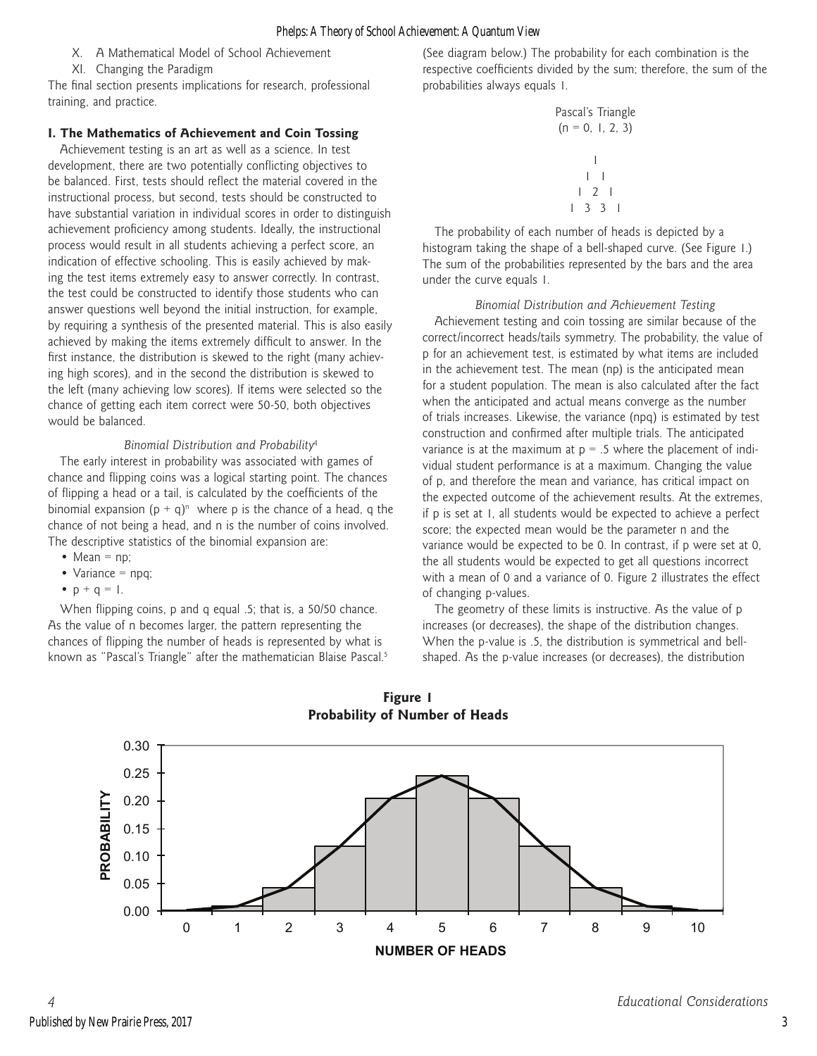X. A Mathematical Model of School Achievement

XI. Changing the Paradigm

The final section presents implications for research, professional training, and practice.

## I. The Mathematics of Achievement and Coin Tossing

Achievement testing is an art as well as a science. In test development, there are two potentially conflicting objectives to be balanced. First, tests should reflect the material covered in the instructional process, but second, tests should be constructed to have substantial variation in individual scores in order to distinguish achievement proficiency among students. Ideally, the instructional process would result in all students achieving a perfect score, an indication of effective schooling. This is easily achieved by making the test items extremely easy to answer correctly. In contrast, the test could be constructed to identify those students who can answer questions well beyond the initial instruction, for example, by requiring a synthesis of the presented material. This is also easily achieved by making the items extremely difficult to answer. In the first instance, the distribution is skewed to the right (many achieving high scores), and in the second the distribution is skewed to the left (many achieving low scores). If items were selected so the chance of getting each item correct were 50-50, both objectives would be balanced.

### *Binomial Distribution and Probability*[4]

The early interest in probability was associated with games of chance and flipping coins was a logical starting point. The chances of flipping a head or a tail, is calculated by the coefficients of the binomial expansion $(p + q)^n$ where p is the chance of a head, q the chance of not being a head, and n is the number of coins involved. The descriptive statistics of the binomial expansion are:

- Mean = np;
- Variance = npq;
- $p + q = 1$.

When flipping coins, p and q equal .5; that is, a 50/50 chance. As the value of n becomes larger, the pattern representing the chances of flipping the number of heads is represented by what is known as "Pascal's Triangle" after the mathematician Blaise Pascal.[5] (See diagram below.) The probability for each combination is the respective coefficients divided by the sum; therefore, the sum of the probabilities always equals 1.

Pascal's Triangle
(n = 0, 1, 2, 3)

```
      1
     1 1
    1 2 1
   1 3 3 1
```

The probability of each number of heads is depicted by a histogram taking the shape of a bell-shaped curve. (See Figure 1.) The sum of the probabilities represented by the bars and the area under the curve equals 1.

### *Binomial Distribution and Achievement Testing*

Achievement testing and coin tossing are similar because of the correct/incorrect heads/tails symmetry. The probability, the value of p for an achievement test, is estimated by what items are included in the achievement test. The mean (np) is the anticipated mean for a student population. The mean is also calculated after the fact when the anticipated and actual means converge as the number of trials increases. Likewise, the variance (npq) is estimated by test construction and confirmed after multiple trials. The anticipated variance is at the maximum at p = .5 where the placement of individual student performance is at a maximum. Changing the value of p, and therefore the mean and variance, has critical impact on the expected outcome of the achievement results. At the extremes, if p is set at 1, all students would be expected to achieve a perfect score; the expected mean would be the parameter n and the variance would be expected to be 0. In contrast, if p were set at 0, the all students would be expected to get all questions incorrect with a mean of 0 and a variance of 0. Figure 2 illustrates the effect of changing p-values.

The geometry of these limits is instructive. As the value of p increases (or decreases), the shape of the distribution changes. When the p-value is .5, the distribution is symmetrical and bell-shaped. As the p-value increases (or decreases), the distribution

**Figure 1**
**Probability of Number of Heads**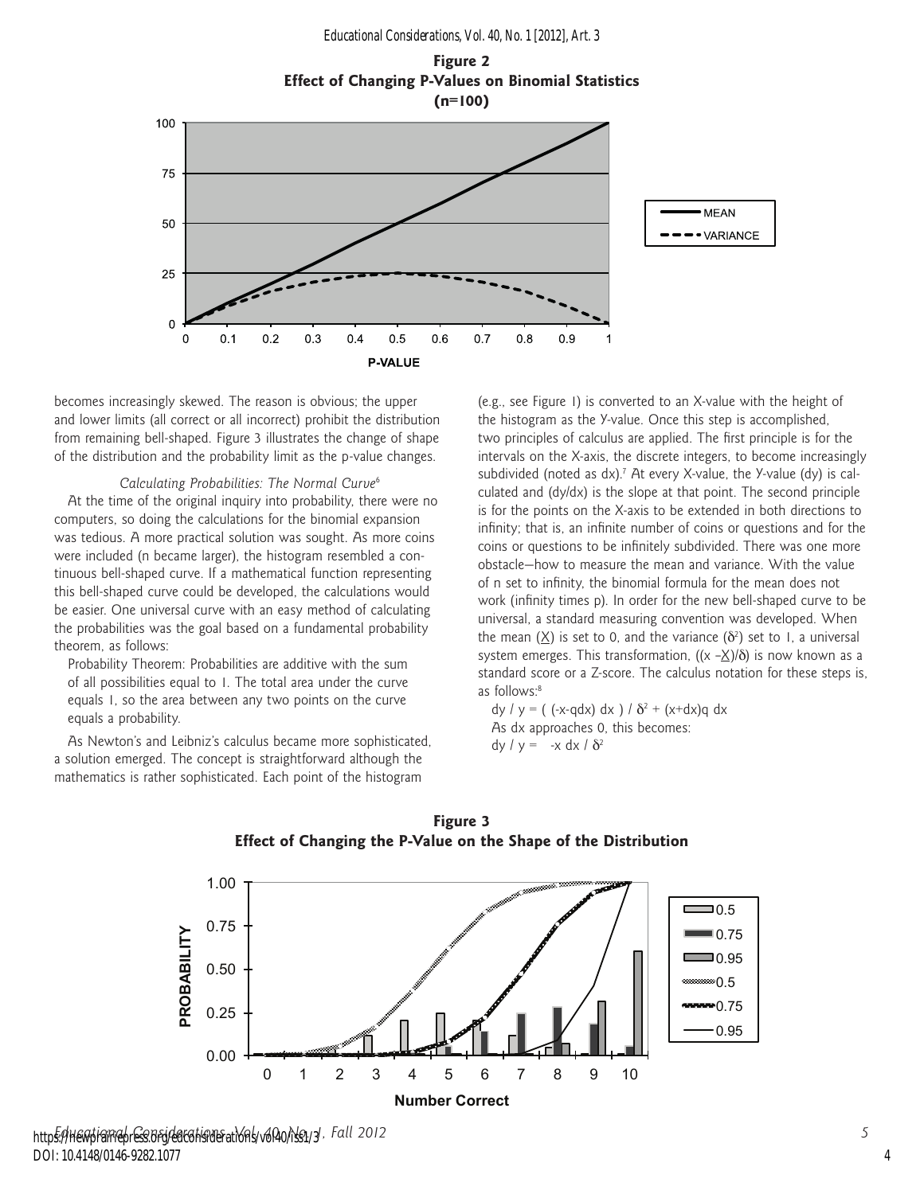**Figure 2**
**Effect of Changing P-Values on Binomial Statistics (n=100)**

becomes increasingly skewed. The reason is obvious; the upper and lower limits (all correct or all incorrect) prohibit the distribution from remaining bell-shaped. Figure 3 illustrates the change of shape of the distribution and the probability limit as the p-value changes.

### *Calculating Probabilities: The Normal Curve*[6]

At the time of the original inquiry into probability, there were no computers, so doing the calculations for the binomial expansion was tedious. A more practical solution was sought. As more coins were included (n became larger), the histogram resembled a continuous bell-shaped curve. If a mathematical function representing this bell-shaped curve could be developed, the calculations would be easier. One universal curve with an easy method of calculating the probabilities was the goal based on a fundamental probability theorem, as follows:

> Probability Theorem: Probabilities are additive with the sum of all possibilities equal to 1. The total area under the curve equals 1, so the area between any two points on the curve equals a probability.

As Newton's and Leibniz's calculus became more sophisticated, a solution emerged. The concept is straightforward although the mathematics is rather sophisticated. Each point of the histogram (e.g., see Figure 1) is converted to an X-value with the height of the histogram as the Y-value. Once this step is accomplished, two principles of calculus are applied. The first principle is for the intervals on the X-axis, the discrete integers, to become increasingly subdivided (noted as dx).[7] At every X-value, the Y-value (dy) is calculated and (dy/dx) is the slope at that point. The second principle is for the points on the X-axis to be extended in both directions to infinity; that is, an infinite number of coins or questions and for the coins or questions to be infinitely subdivided. There was one more obstacle—how to measure the mean and variance. With the value of n set to infinity, the binomial formula for the mean does not work (infinity times p). In order for the new bell-shaped curve to be universal, a standard measuring convention was developed. When the mean ($\underline{X}$) is set to 0, and the variance ($\delta^2$) set to 1, a universal system emerges. This transformation, $((x - \underline{X})/\delta)$ is now known as a standard score or a Z-score. The calculus notation for these steps is, as follows:[8]

$$dy / y = ( (-x-qdx)\, dx ) / \delta^2 + (x+dx)q\, dx$$

As dx approaches 0, this becomes:

$$dy / y = -x\, dx / \delta^2$$

**Figure 3**
**Effect of Changing the P-Value on the Shape of the Distribution**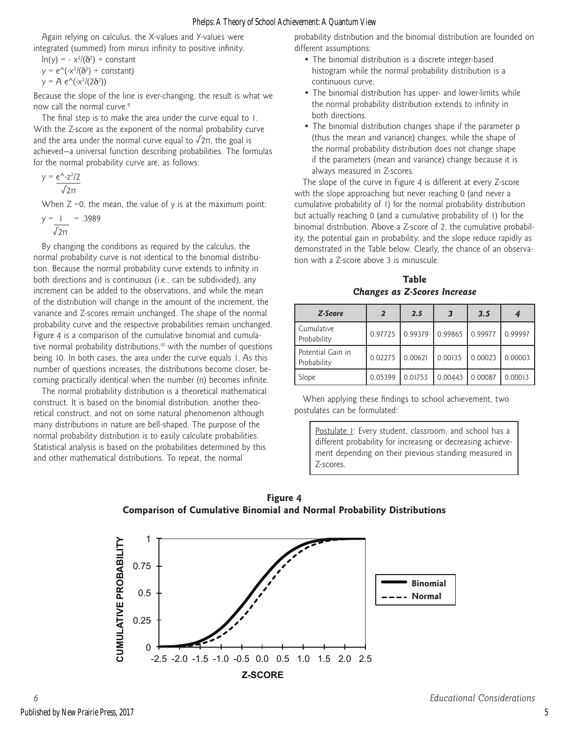Again relying on calculus, the X-values and Y-values were integrated (summed) from minus infinity to positive infinity.

$\ln(y) = -x^2/(\delta^2) + \text{constant}$

$y = e^{\wedge}(-x^2/(\delta^2) + \text{constant})$

$y = A\, e^{\wedge}(-x^2/(2\delta^2))$

Because the slope of the line is ever-changing, the result is what we now call the normal curve.[9]

The final step is to make the area under the curve equal to 1. With the Z-score as the exponent of the normal probability curve and the area under the normal curve equal to $\sqrt{2\pi}$, the goal is achieved—a universal function describing probabilities. The formulas for the normal probability curve are, as follows:

$$y = \frac{e^{\wedge}{-z^2/2}}{\sqrt{2\pi}}$$

When Z = 0, the mean, the value of y is at the maximum point:

$$y = \frac{1}{\sqrt{2\pi}} = .3989$$

By changing the conditions as required by the calculus, the normal probability curve is not identical to the binomial distribution. Because the normal probability curve extends to infinity in both directions and is continuous (i.e., can be subdivided), any increment can be added to the observations, and while the mean of the distribution will change in the amount of the increment, the variance and Z-scores remain unchanged. The shape of the normal probability curve and the respective probabilities remain unchanged. Figure 4 is a comparison of the cumulative binomial and cumulative normal probability distributions,[10] with the number of questions being 10. In both cases, the area under the curve equals 1. As this number of questions increases, the distributions become closer, becoming practically identical when the number (n) becomes infinite.

The normal probability distribution is a theoretical mathematical construct. It is based on the binomial distribution, another theoretical construct, and not on some natural phenomenon although many distributions in nature are bell-shaped. The purpose of the normal probability distribution is to easily calculate probabilities. Statistical analysis is based on the probabilities determined by this and other mathematical distributions. To repeat, the normal probability distribution and the binomial distribution are founded on different assumptions:

- The binomial distribution is a discrete integer-based histogram while the normal probability distribution is a continuous curve.
- The binomial distribution has upper- and lower-limits while the normal probability distribution extends to infinity in both directions.
- The binomial distribution changes shape if the parameter p (thus the mean and variance) changes, while the shape of the normal probability distribution does not change shape if the parameters (mean and variance) change because it is always measured in Z-scores.

The slope of the curve in Figure 4 is different at every Z-score with the slope approaching but never reaching 0 (and never a cumulative probability of 1) for the normal probability distribution but actually reaching 0 (and a cumulative probability of 1) for the binomial distribution. Above a Z-score of 2, the cumulative probability, the potential gain in probability, and the slope reduce rapidly as demonstrated in the Table below. Clearly, the chance of an observation with a Z-score above 3 is minuscule.

**Table**
***Changes as Z-Scores Increase***

| *Z-Score* | *2* | *2.5* | *3* | *3.5* | *4* |
|---|---|---|---|---|---|
| Cumulative Probability | 0.97725 | 0.99379 | 0.99865 | 0.99977 | 0.99997 |
| Potential Gain in Probability | 0.02275 | 0.00621 | 0.00135 | 0.00023 | 0.00003 |
| Slope | 0.05399 | 0.01753 | 0.00443 | 0.00087 | 0.00013 |

When applying these findings to school achievement, two postulates can be formulated:

> Postulate 1: Every student, classroom, and school has a different probability for increasing or decreasing achievement depending on their previous standing measured in Z-scores.

**Figure 4**
**Comparison of Cumulative Binomial and Normal Probability Distributions**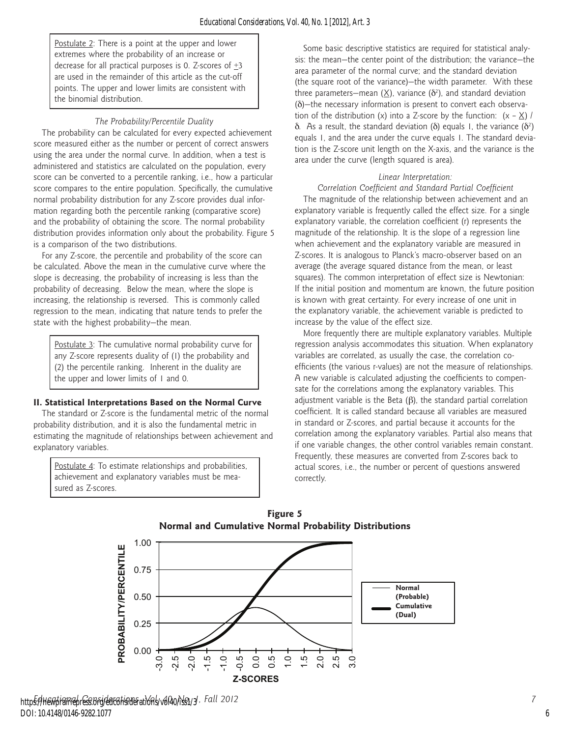Postulate 2: There is a point at the upper and lower extremes where the probability of an increase or decrease for all practical purposes is 0. Z-scores of $\pm 3$ are used in the remainder of this article as the cut-off points. The upper and lower limits are consistent with the binomial distribution.

*The Probability/Percentile Duality*

The probability can be calculated for every expected achievement score measured either as the number or percent of correct answers using the area under the normal curve. In addition, when a test is administered and statistics are calculated on the population, every score can be converted to a percentile ranking, i.e., how a particular score compares to the entire population. Specifically, the cumulative normal probability distribution for any Z-score provides dual information regarding both the percentile ranking (comparative score) and the probability of obtaining the score. The normal probability distribution provides information only about the probability. Figure 5 is a comparison of the two distributions.

For any Z-score, the percentile and probability of the score can be calculated. Above the mean in the cumulative curve where the slope is decreasing, the probability of increasing is less than the probability of decreasing. Below the mean, where the slope is increasing, the relationship is reversed. This is commonly called regression to the mean, indicating that nature tends to prefer the state with the highest probability—the mean.

Postulate 3: The cumulative normal probability curve for any Z-score represents duality of (1) the probability and (2) the percentile ranking. Inherent in the duality are the upper and lower limits of 1 and 0.

## II. Statistical Interpretations Based on the Normal Curve

The standard or Z-score is the fundamental metric of the normal probability distribution, and it is also the fundamental metric in estimating the magnitude of relationships between achievement and explanatory variables.

Postulate 4: To estimate relationships and probabilities, achievement and explanatory variables must be measured as Z-scores.

Some basic descriptive statistics are required for statistical analysis: the mean—the center point of the distribution; the variance—the area parameter of the normal curve; and the standard deviation (the square root of the variance)—the width parameter. With these three parameters—mean ($\underline{X}$), variance ($\delta^2$), and standard deviation ($\delta$)—the necessary information is present to convert each observation of the distribution (x) into a Z-score by the function: $(x - \underline{X}) / \delta$. As a result, the standard deviation ($\delta$) equals 1, the variance ($\delta^2$) equals 1, and the area under the curve equals 1. The standard deviation is the Z-score unit length on the X-axis, and the variance is the area under the curve (length squared is area).

*Linear Interpretation: Correlation Coefficient and Standard Partial Coefficient*

The magnitude of the relationship between achievement and an explanatory variable is frequently called the effect size. For a single explanatory variable, the correlation coefficient (r) represents the magnitude of the relationship. It is the slope of a regression line when achievement and the explanatory variable are measured in Z-scores. It is analogous to Planck's macro-observer based on an average (the average squared distance from the mean, or least squares). The common interpretation of effect size is Newtonian: If the initial position and momentum are known, the future position is known with great certainty. For every increase of one unit in the explanatory variable, the achievement variable is predicted to increase by the value of the effect size.

More frequently there are multiple explanatory variables. Multiple regression analysis accommodates this situation. When explanatory variables are correlated, as usually the case, the correlation coefficients (the various r-values) are not the measure of relationships. A new variable is calculated adjusting the coefficients to compensate for the correlations among the explanatory variables. This adjustment variable is the Beta ($\beta$), the standard partial correlation coefficient. It is called standard because all variables are measured in standard or Z-scores, and partial because it accounts for the correlation among the explanatory variables. Partial also means that if one variable changes, the other control variables remain constant. Frequently, these measures are converted from Z-scores back to actual scores, i.e., the number or percent of questions answered correctly.

**Figure 5**
**Normal and Cumulative Normal Probability Distributions**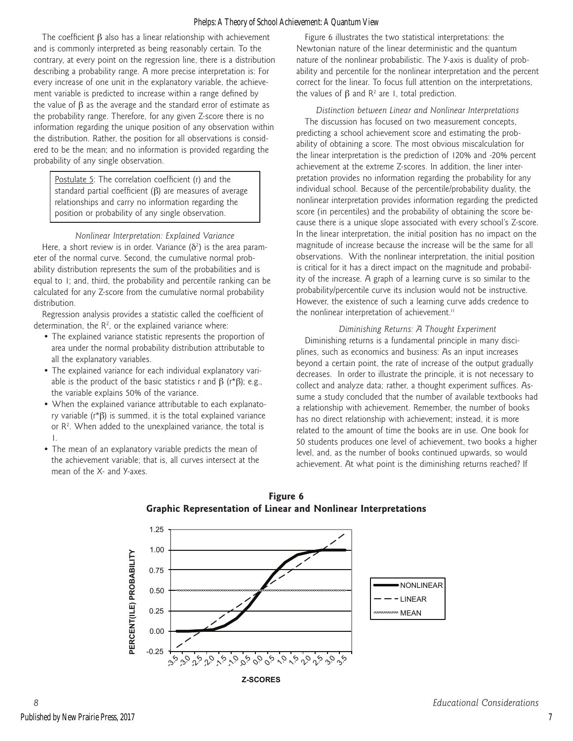The coefficient β also has a linear relationship with achievement and is commonly interpreted as being reasonably certain. To the contrary, at every point on the regression line, there is a distribution describing a probability range. A more precise interpretation is: For every increase of one unit in the explanatory variable, the achievement variable is predicted to increase within a range defined by the value of β as the average and the standard error of estimate as the probability range. Therefore, for any given Z-score there is no information regarding the unique position of any observation within the distribution. Rather, the position for all observations is considered to be the mean; and no information is provided regarding the probability of any single observation.

> Postulate 5: The correlation coefficient (r) and the standard partial coefficient (β) are measures of average relationships and carry no information regarding the position or probability of any single observation.

### *Nonlinear Interpretation: Explained Variance*

Here, a short review is in order. Variance ($\delta^2$) is the area parameter of the normal curve. Second, the cumulative normal probability distribution represents the sum of the probabilities and is equal to 1; and, third, the probability and percentile ranking can be calculated for any Z-score from the cumulative normal probability distribution.

Regression analysis provides a statistic called the coefficient of determination, the $R^2$, or the explained variance where:

- The explained variance statistic represents the proportion of area under the normal probability distribution attributable to all the explanatory variables.
- The explained variance for each individual explanatory variable is the product of the basic statistics r and β (r*β); e.g., the variable explains 50% of the variance.
- When the explained variance attributable to each explanatory variable (r*β) is summed, it is the total explained variance or $R^2$. When added to the unexplained variance, the total is 1.
- The mean of an explanatory variable predicts the mean of the achievement variable; that is, all curves intersect at the mean of the X- and Y-axes.

Figure 6 illustrates the two statistical interpretations: the Newtonian nature of the linear deterministic and the quantum nature of the nonlinear probabilistic. The Y-axis is duality of probability and percentile for the nonlinear interpretation and the percent correct for the linear. To focus full attention on the interpretations, the values of β and $R^2$ are 1, total prediction.

### *Distinction between Linear and Nonlinear Interpretations*

The discussion has focused on two measurement concepts, predicting a school achievement score and estimating the probability of obtaining a score. The most obvious miscalculation for the linear interpretation is the prediction of 120% and -20% percent achievement at the extreme Z-scores. In addition, the liner interpretation provides no information regarding the probability for any individual school. Because of the percentile/probability duality, the nonlinear interpretation provides information regarding the predicted score (in percentiles) and the probability of obtaining the score because there is a unique slope associated with every school's Z-score. In the linear interpretation, the initial position has no impact on the magnitude of increase because the increase will be the same for all observations. With the nonlinear interpretation, the initial position is critical for it has a direct impact on the magnitude and probability of the increase. A graph of a learning curve is so similar to the probability/percentile curve its inclusion would not be instructive. However, the existence of such a learning curve adds credence to the nonlinear interpretation of achievement.[11]

### *Diminishing Returns: A Thought Experiment*

Diminishing returns is a fundamental principle in many disciplines, such as economics and business: As an input increases beyond a certain point, the rate of increase of the output gradually decreases. In order to illustrate the principle, it is not necessary to collect and analyze data; rather, a thought experiment suffices. Assume a study concluded that the number of available textbooks had a relationship with achievement. Remember, the number of books has no direct relationship with achievement; instead, it is more related to the amount of time the books are in use. One book for 50 students produces one level of achievement, two books a higher level, and, as the number of books continued upwards, so would achievement. At what point is the diminishing returns reached? If

**Figure 6**
**Graphic Representation of Linear and Nonlinear Interpretations**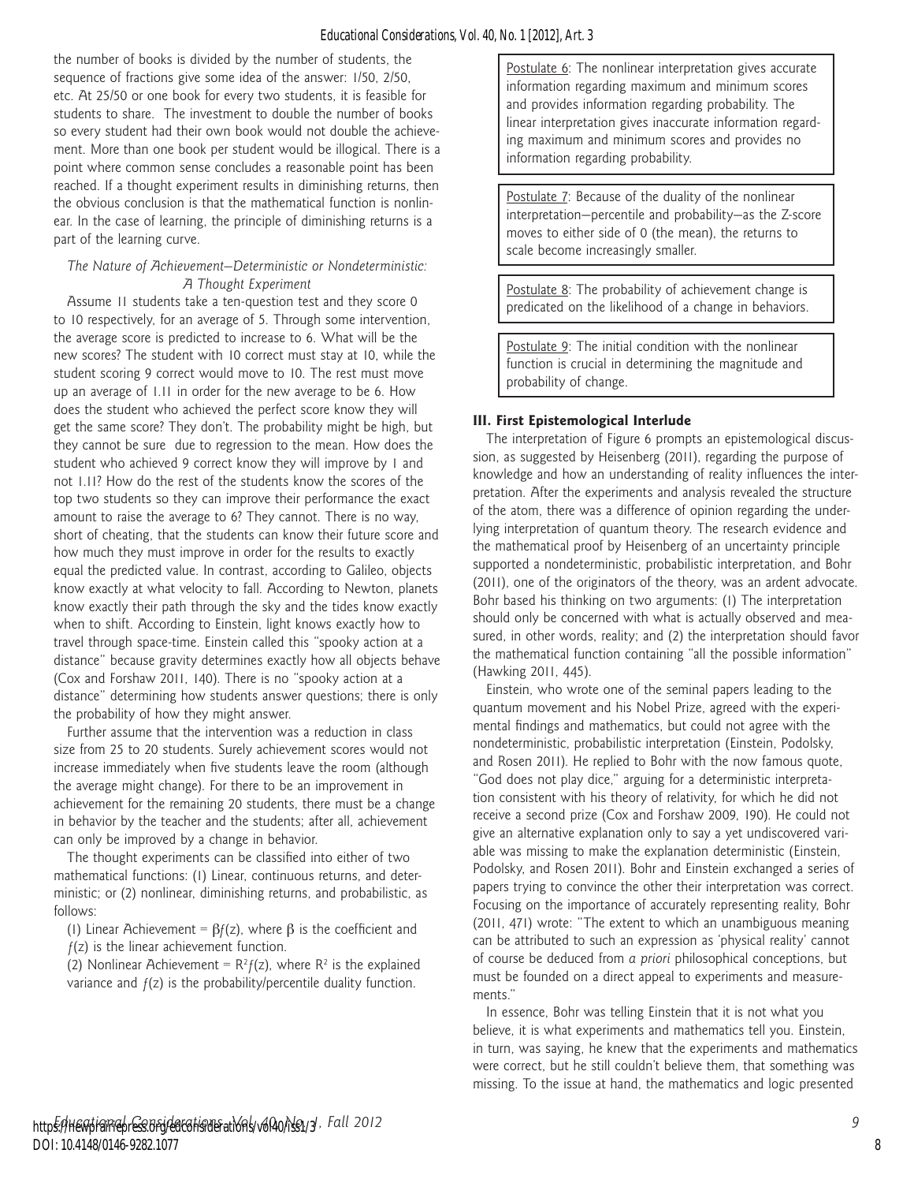the number of books is divided by the number of students, the sequence of fractions give some idea of the answer: 1/50, 2/50, etc. At 25/50 or one book for every two students, it is feasible for students to share. The investment to double the number of books so every student had their own book would not double the achievement. More than one book per student would be illogical. There is a point where common sense concludes a reasonable point has been reached. If a thought experiment results in diminishing returns, then the obvious conclusion is that the mathematical function is nonlinear. In the case of learning, the principle of diminishing returns is a part of the learning curve.

*The Nature of Achievement—Deterministic or Nondeterministic: A Thought Experiment*

Assume 11 students take a ten-question test and they score 0 to 10 respectively, for an average of 5. Through some intervention, the average score is predicted to increase to 6. What will be the new scores? The student with 10 correct must stay at 10, while the student scoring 9 correct would move to 10. The rest must move up an average of 1.11 in order for the new average to be 6. How does the student who achieved the perfect score know they will get the same score? They don't. The probability might be high, but they cannot be sure due to regression to the mean. How does the student who achieved 9 correct know they will improve by 1 and not 1.11? How do the rest of the students know the scores of the top two students so they can improve their performance the exact amount to raise the average to 6? They cannot. There is no way, short of cheating, that the students can know their future score and how much they must improve in order for the results to exactly equal the predicted value. In contrast, according to Galileo, objects know exactly at what velocity to fall. According to Newton, planets know exactly their path through the sky and the tides know exactly when to shift. According to Einstein, light knows exactly how to travel through space-time. Einstein called this "spooky action at a distance" because gravity determines exactly how all objects behave (Cox and Forshaw 2011, 140). There is no "spooky action at a distance" determining how students answer questions; there is only the probability of how they might answer.

Further assume that the intervention was a reduction in class size from 25 to 20 students. Surely achievement scores would not increase immediately when five students leave the room (although the average might change). For there to be an improvement in achievement for the remaining 20 students, there must be a change in behavior by the teacher and the students; after all, achievement can only be improved by a change in behavior.

The thought experiments can be classified into either of two mathematical functions: (1) Linear, continuous returns, and deterministic; or (2) nonlinear, diminishing returns, and probabilistic, as follows:

(1) Linear Achievement = $\beta f(z)$, where $\beta$ is the coefficient and $f(z)$ is the linear achievement function.

(2) Nonlinear Achievement = $R^2 f(z)$, where $R^2$ is the explained variance and $f(z)$ is the probability/percentile duality function.

Postulate 6: The nonlinear interpretation gives accurate information regarding maximum and minimum scores and provides information regarding probability. The linear interpretation gives inaccurate information regarding maximum and minimum scores and provides no information regarding probability.

Postulate 7: Because of the duality of the nonlinear interpretation—percentile and probability—as the Z-score moves to either side of 0 (the mean), the returns to scale become increasingly smaller.

Postulate 8: The probability of achievement change is predicated on the likelihood of a change in behaviors.

Postulate 9: The initial condition with the nonlinear function is crucial in determining the magnitude and probability of change.

## III. First Epistemological Interlude

The interpretation of Figure 6 prompts an epistemological discussion, as suggested by Heisenberg (2011), regarding the purpose of knowledge and how an understanding of reality influences the interpretation. After the experiments and analysis revealed the structure of the atom, there was a difference of opinion regarding the underlying interpretation of quantum theory. The research evidence and the mathematical proof by Heisenberg of an uncertainty principle supported a nondeterministic, probabilistic interpretation, and Bohr (2011), one of the originators of the theory, was an ardent advocate. Bohr based his thinking on two arguments: (1) The interpretation should only be concerned with what is actually observed and measured, in other words, reality; and (2) the interpretation should favor the mathematical function containing "all the possible information" (Hawking 2011, 445).

Einstein, who wrote one of the seminal papers leading to the quantum movement and his Nobel Prize, agreed with the experimental findings and mathematics, but could not agree with the nondeterministic, probabilistic interpretation (Einstein, Podolsky, and Rosen 2011). He replied to Bohr with the now famous quote, "God does not play dice," arguing for a deterministic interpretation consistent with his theory of relativity, for which he did not receive a second prize (Cox and Forshaw 2009, 190). He could not give an alternative explanation only to say a yet undiscovered variable was missing to make the explanation deterministic (Einstein, Podolsky, and Rosen 2011). Bohr and Einstein exchanged a series of papers trying to convince the other their interpretation was correct. Focusing on the importance of accurately representing reality, Bohr (2011, 471) wrote: "The extent to which an unambiguous meaning can be attributed to such an expression as 'physical reality' cannot of course be deduced from *a priori* philosophical conceptions, but must be founded on a direct appeal to experiments and measurements."

In essence, Bohr was telling Einstein that it is not what you believe, it is what experiments and mathematics tell you. Einstein, in turn, was saying, he knew that the experiments and mathematics were correct, but he still couldn't believe them, that something was missing. To the issue at hand, the mathematics and logic presented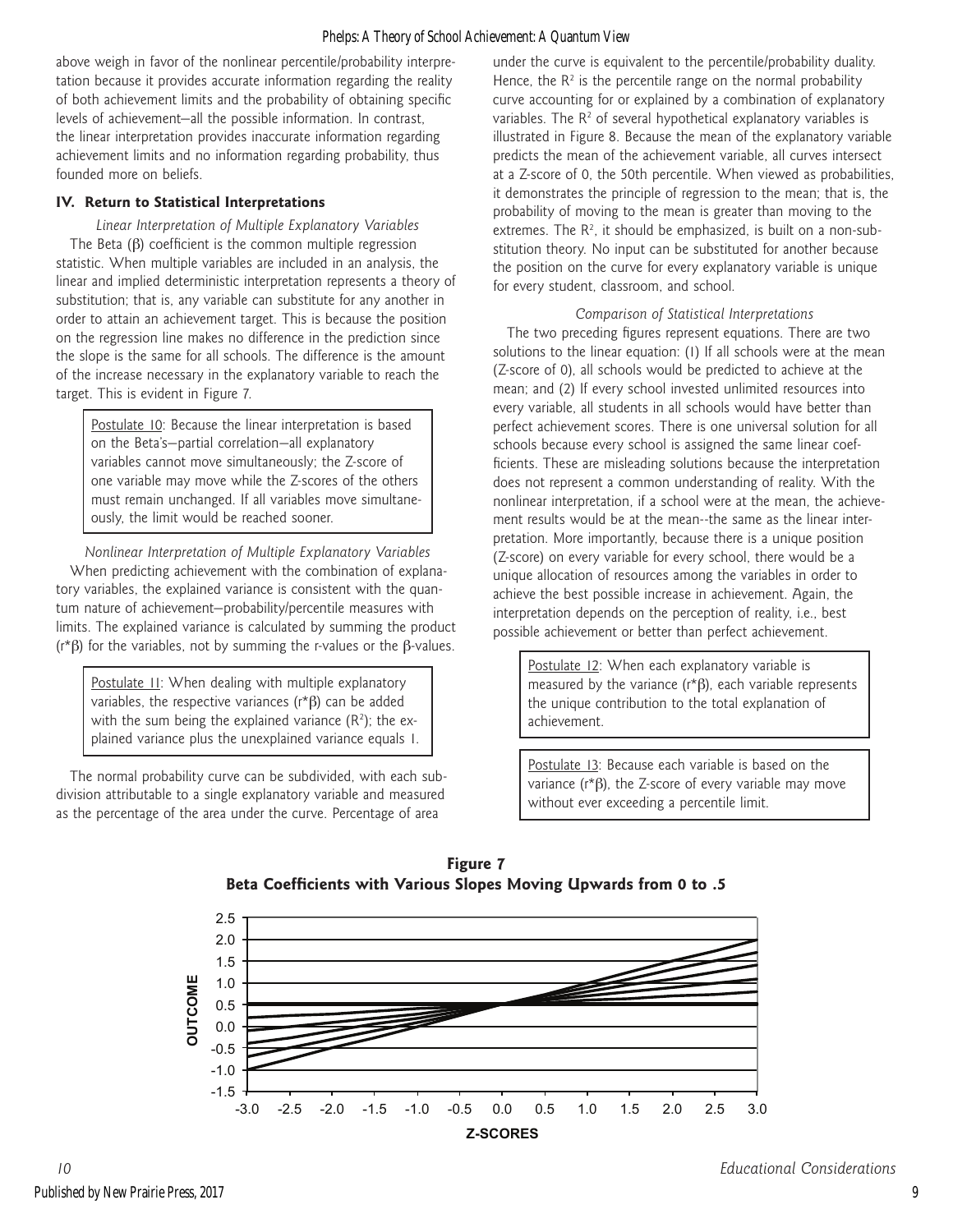above weigh in favor of the nonlinear percentile/probability interpretation because it provides accurate information regarding the reality of both achievement limits and the probability of obtaining specific levels of achievement—all the possible information. In contrast, the linear interpretation provides inaccurate information regarding achievement limits and no information regarding probability, thus founded more on beliefs.

## IV. Return to Statistical Interpretations

*Linear Interpretation of Multiple Explanatory Variables*

The Beta (β) coefficient is the common multiple regression statistic. When multiple variables are included in an analysis, the linear and implied deterministic interpretation represents a theory of substitution; that is, any variable can substitute for any another in order to attain an achievement target. This is because the position on the regression line makes no difference in the prediction since the slope is the same for all schools. The difference is the amount of the increase necessary in the explanatory variable to reach the target. This is evident in Figure 7.

> Postulate 10: Because the linear interpretation is based on the Beta's—partial correlation—all explanatory variables cannot move simultaneously; the Z-score of one variable may move while the Z-scores of the others must remain unchanged. If all variables move simultaneously, the limit would be reached sooner.

*Nonlinear Interpretation of Multiple Explanatory Variables*

When predicting achievement with the combination of explanatory variables, the explained variance is consistent with the quantum nature of achievement—probability/percentile measures with limits. The explained variance is calculated by summing the product (r*β) for the variables, not by summing the r-values or the β-values.

> Postulate 11: When dealing with multiple explanatory variables, the respective variances (r*β) can be added with the sum being the explained variance ($R^2$); the explained variance plus the unexplained variance equals 1.

The normal probability curve can be subdivided, with each subdivision attributable to a single explanatory variable and measured as the percentage of the area under the curve. Percentage of area under the curve is equivalent to the percentile/probability duality. Hence, the $R^2$ is the percentile range on the normal probability curve accounting for or explained by a combination of explanatory variables. The $R^2$ of several hypothetical explanatory variables is illustrated in Figure 8. Because the mean of the explanatory variable predicts the mean of the achievement variable, all curves intersect at a Z-score of 0, the 50th percentile. When viewed as probabilities, it demonstrates the principle of regression to the mean; that is, the probability of moving to the mean is greater than moving to the extremes. The $R^2$, it should be emphasized, is built on a non-substitution theory. No input can be substituted for another because the position on the curve for every explanatory variable is unique for every student, classroom, and school.

*Comparison of Statistical Interpretations*

The two preceding figures represent equations. There are two solutions to the linear equation: (1) If all schools were at the mean (Z-score of 0), all schools would be predicted to achieve at the mean; and (2) If every school invested unlimited resources into every variable, all students in all schools would have better than perfect achievement scores. There is one universal solution for all schools because every school is assigned the same linear coefficients. These are misleading solutions because the interpretation does not represent a common understanding of reality. With the nonlinear interpretation, if a school were at the mean, the achievement results would be at the mean--the same as the linear interpretation. More importantly, because there is a unique position (Z-score) on every variable for every school, there would be a unique allocation of resources among the variables in order to achieve the best possible increase in achievement. Again, the interpretation depends on the perception of reality, i.e., best possible achievement or better than perfect achievement.

> Postulate 12: When each explanatory variable is measured by the variance (r*β), each variable represents the unique contribution to the total explanation of achievement.

> Postulate 13: Because each variable is based on the variance (r*β), the Z-score of every variable may move without ever exceeding a percentile limit.

**Figure 7**
**Beta Coefficients with Various Slopes Moving Upwards from 0 to .5**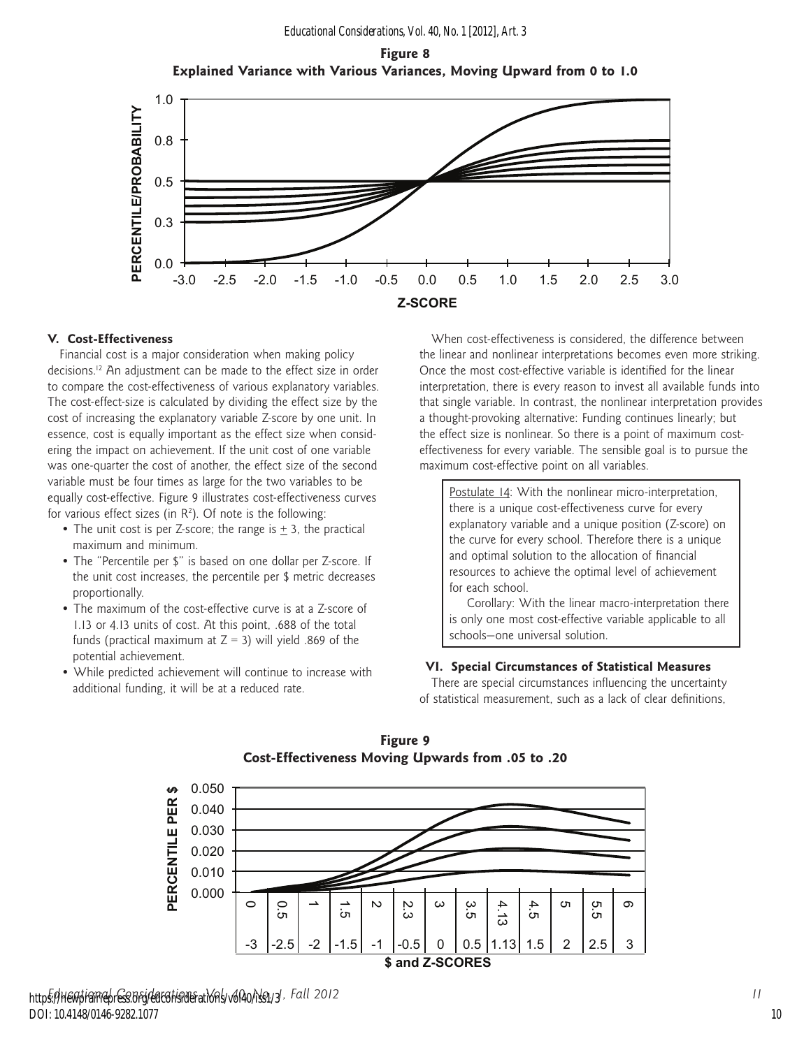**Figure 8**
**Explained Variance with Various Variances, Moving Upward from 0 to 1.0**

### V. Cost-Effectiveness

Financial cost is a major consideration when making policy decisions.[12] An adjustment can be made to the effect size in order to compare the cost-effectiveness of various explanatory variables. The cost-effect-size is calculated by dividing the effect size by the cost of increasing the explanatory variable Z-score by one unit. In essence, cost is equally important as the effect size when considering the impact on achievement. If the unit cost of one variable was one-quarter the cost of another, the effect size of the second variable must be four times as large for the two variables to be equally cost-effective. Figure 9 illustrates cost-effectiveness curves for various effect sizes (in $R^2$). Of note is the following:

- The unit cost is per Z-score; the range is $\pm$ 3, the practical maximum and minimum.
- The "Percentile per \$" is based on one dollar per Z-score. If the unit cost increases, the percentile per \$ metric decreases proportionally.
- The maximum of the cost-effective curve is at a Z-score of 1.13 or 4.13 units of cost. At this point, .688 of the total funds (practical maximum at Z = 3) will yield .869 of the potential achievement.
- While predicted achievement will continue to increase with additional funding, it will be at a reduced rate.

When cost-effectiveness is considered, the difference between the linear and nonlinear interpretations becomes even more striking. Once the most cost-effective variable is identified for the linear interpretation, there is every reason to invest all available funds into that single variable. In contrast, the nonlinear interpretation provides a thought-provoking alternative: Funding continues linearly; but the effect size is nonlinear. So there is a point of maximum cost-effectiveness for every variable. The sensible goal is to pursue the maximum cost-effective point on all variables.

> Postulate 14: With the nonlinear micro-interpretation, there is a unique cost-effectiveness curve for every explanatory variable and a unique position (Z-score) on the curve for every school. Therefore there is a unique and optimal solution to the allocation of financial resources to achieve the optimal level of achievement for each school.
>
> Corollary: With the linear macro-interpretation there is only one most cost-effective variable applicable to all schools—one universal solution.

### VI. Special Circumstances of Statistical Measures

There are special circumstances influencing the uncertainty of statistical measurement, such as a lack of clear definitions,

**Figure 9**
**Cost-Effectiveness Moving Upwards from .05 to .20**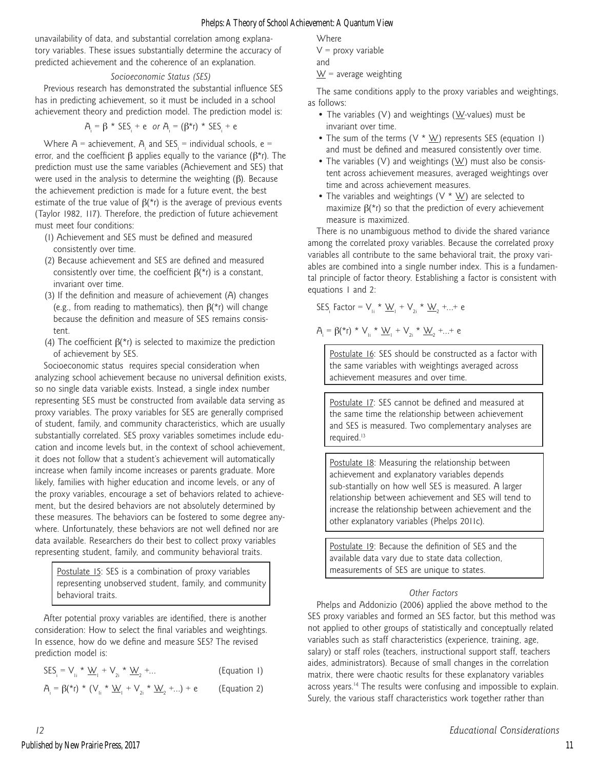unavailability of data, and substantial correlation among explanatory variables. These issues substantially determine the accuracy of predicted achievement and the coherence of an explanation.

### *Socioeconomic Status (SES)*

Previous research has demonstrated the substantial influence SES has in predicting achievement, so it must be included in a school achievement theory and prediction model. The prediction model is:

$$A_i = \beta * SES_i + e \quad \textit{or} \quad A_i = (\beta{*}r) * SES_i + e$$

Where $A$ = achievement, $A_i$ and $SES_i$ = individual schools, $e$ = error, and the coefficient $\beta$ applies equally to the variance ($\beta$*r). The prediction must use the same variables (Achievement and SES) that were used in the analysis to determine the weighting ($\beta$). Because the achievement prediction is made for a future event, the best estimate of the true value of $\beta$(*r) is the average of previous events (Taylor 1982, 117). Therefore, the prediction of future achievement must meet four conditions:

(1) Achievement and SES must be defined and measured consistently over time.

(2) Because achievement and SES are defined and measured consistently over time, the coefficient $\beta$(*r) is a constant, invariant over time.

(3) If the definition and measure of achievement (A) changes (e.g., from reading to mathematics), then $\beta$(*r) will change because the definition and measure of SES remains consistent.

(4) The coefficient $\beta$(*r) is selected to maximize the prediction of achievement by SES.

Socioeconomic status requires special consideration when analyzing school achievement because no universal definition exists, so no single data variable exists. Instead, a single index number representing SES must be constructed from available data serving as proxy variables. The proxy variables for SES are generally comprised of student, family, and community characteristics, which are usually substantially correlated. SES proxy variables sometimes include education and income levels but, in the context of school achievement, it does not follow that a student's achievement will automatically increase when family income increases or parents graduate. More likely, families with higher education and income levels, or any of the proxy variables, encourage a set of behaviors related to achievement, but the desired behaviors are not absolutely determined by these measures. The behaviors can be fostered to some degree anywhere. Unfortunately, these behaviors are not well defined nor are data available. Researchers do their best to collect proxy variables representing student, family, and community behavioral traits.

> <u>Postulate 15</u>: SES is a combination of proxy variables representing unobserved student, family, and community behavioral traits.

After potential proxy variables are identified, there is another consideration: How to select the final variables and weightings. In essence, how do we define and measure SES? The revised prediction model is:

$$SES_i = V_{1i} * \underline{W}_1 + V_{2i} * \underline{W}_2 + \ldots \qquad \text{(Equation 1)}$$

$$A_i = \beta(*r) * (V_{1i} * \underline{W}_1 + V_{2i} * \underline{W}_2 + \ldots) + e \qquad \text{(Equation 2)}$$

Where
$V$ = proxy variable
and
$\underline{W}$ = average weighting

The same conditions apply to the proxy variables and weightings, as follows:

- The variables (V) and weightings ($\underline{W}$-values) must be invariant over time.
- The sum of the terms (V * $\underline{W}$) represents SES (equation 1) and must be defined and measured consistently over time.
- The variables (V) and weightings ($\underline{W}$) must also be consistent across achievement measures, averaged weightings over time and across achievement measures.
- The variables and weightings (V * $\underline{W}$) are selected to maximize $\beta$(*r) so that the prediction of every achievement measure is maximized.

There is no unambiguous method to divide the shared variance among the correlated proxy variables. Because the correlated proxy variables all contribute to the same behavioral trait, the proxy variables are combined into a single number index. This is a fundamental principle of factor theory. Establishing a factor is consistent with equations 1 and 2:

$$SES_i \text{ Factor} = V_{1i} * \underline{W}_1 + V_{2i} * \underline{W}_2 + \ldots + e$$

$$A_i = \beta(*r) * V_{1i} * \underline{W}_1 + V_{2i} * \underline{W}_2 + \ldots + e$$

> <u>Postulate 16</u>: SES should be constructed as a factor with the same variables with weightings averaged across achievement measures and over time.

> <u>Postulate 17</u>: SES cannot be defined and measured at the same time the relationship between achievement and SES is measured. Two complementary analyses are required.[13]

> <u>Postulate 18</u>: Measuring the relationship between achievement and explanatory variables depends sub-stantially on how well SES is measured. A larger relationship between achievement and SES will tend to increase the relationship between achievement and the other explanatory variables (Phelps 2011c).

> <u>Postulate 19</u>: Because the definition of SES and the available data vary due to state data collection, measurements of SES are unique to states.

### *Other Factors*

Phelps and Addonizio (2006) applied the above method to the SES proxy variables and formed an SES factor, but this method was not applied to other groups of statistically and conceptually related variables such as staff characteristics (experience, training, age, salary) or staff roles (teachers, instructional support staff, teachers aides, administrators). Because of small changes in the correlation matrix, there were chaotic results for these explanatory variables across years.[14] The results were confusing and impossible to explain. Surely, the various staff characteristics work together rather than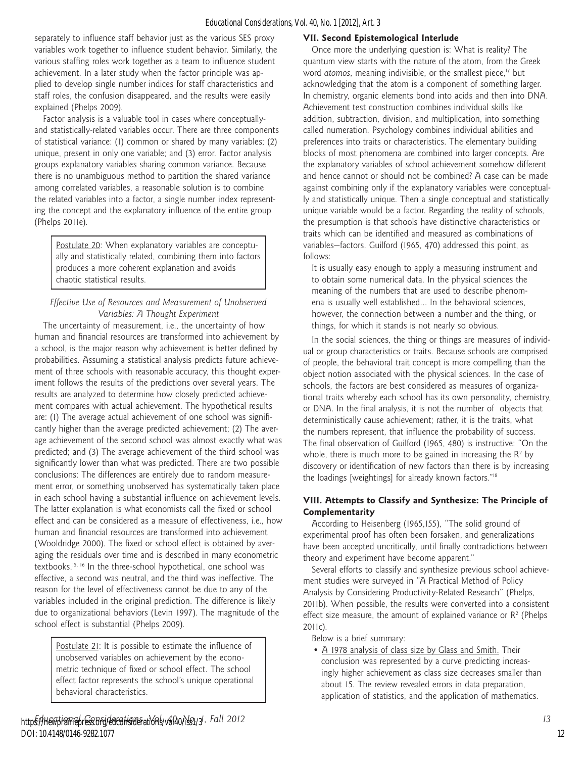separately to influence staff behavior just as the various SES proxy variables work together to influence student behavior. Similarly, the various staffing roles work together as a team to influence student achievement. In a later study when the factor principle was applied to develop single number indices for staff characteristics and staff roles, the confusion disappeared, and the results were easily explained (Phelps 2009).

Factor analysis is a valuable tool in cases where conceptually- and statistically-related variables occur. There are three components of statistical variance: (1) common or shared by many variables; (2) unique, present in only one variable; and (3) error. Factor analysis groups explanatory variables sharing common variance. Because there is no unambiguous method to partition the shared variance among correlated variables, a reasonable solution is to combine the related variables into a factor, a single number index representing the concept and the explanatory influence of the entire group (Phelps 2011e).

> Postulate 20: When explanatory variables are conceptually and statistically related, combining them into factors produces a more coherent explanation and avoids chaotic statistical results.

*Effective Use of Resources and Measurement of Unobserved Variables: A Thought Experiment*

The uncertainty of measurement, i.e., the uncertainty of how human and financial resources are transformed into achievement by a school, is the major reason why achievement is better defined by probabilities. Assuming a statistical analysis predicts future achievement of three schools with reasonable accuracy, this thought experiment follows the results of the predictions over several years. The results are analyzed to determine how closely predicted achievement compares with actual achievement. The hypothetical results are: (1) The average actual achievement of one school was significantly higher than the average predicted achievement; (2) The average achievement of the second school was almost exactly what was predicted; and (3) The average achievement of the third school was significantly lower than what was predicted. There are two possible conclusions: The differences are entirely due to random measurement error, or something unobserved has systematically taken place in each school having a substantial influence on achievement levels. The latter explanation is what economists call the fixed or school effect and can be considered as a measure of effectiveness, i.e., how human and financial resources are transformed into achievement (Wooldridge 2000). The fixed or school effect is obtained by averaging the residuals over time and is described in many econometric textbooks.[15, 16] In the three-school hypothetical, one school was effective, a second was neutral, and the third was ineffective. The reason for the level of effectiveness cannot be due to any of the variables included in the original prediction. The difference is likely due to organizational behaviors (Levin 1997). The magnitude of the school effect is substantial (Phelps 2009).

> Postulate 21: It is possible to estimate the influence of unobserved variables on achievement by the econometric technique of fixed or school effect. The school effect factor represents the school's unique operational behavioral characteristics.

### VII. Second Epistemological Interlude

Once more the underlying question is: What is reality? The quantum view starts with the nature of the atom, from the Greek word *atomos*, meaning indivisible, or the smallest piece,[17] but acknowledging that the atom is a component of something larger. In chemistry, organic elements bond into acids and then into DNA. Achievement test construction combines individual skills like addition, subtraction, division, and multiplication, into something called numeration. Psychology combines individual abilities and preferences into traits or characteristics. The elementary building blocks of most phenomena are combined into larger concepts. Are the explanatory variables of school achievement somehow different and hence cannot or should not be combined? A case can be made against combining only if the explanatory variables were conceptually and statistically unique. Then a single conceptual and statistically unique variable would be a factor. Regarding the reality of schools, the presumption is that schools have distinctive characteristics or traits which can be identified and measured as combinations of variables—factors. Guilford (1965, 470) addressed this point, as follows:

> It is usually easy enough to apply a measuring instrument and to obtain some numerical data. In the physical sciences the meaning of the numbers that are used to describe phenomena is usually well established... In the behavioral sciences, however, the connection between a number and the thing, or things, for which it stands is not nearly so obvious.

In the social sciences, the thing or things are measures of individual or group characteristics or traits. Because schools are comprised of people, the behavioral trait concept is more compelling than the object notion associated with the physical sciences. In the case of schools, the factors are best considered as measures of organizational traits whereby each school has its own personality, chemistry, or DNA. In the final analysis, it is not the number of objects that deterministically cause achievement; rather, it is the traits, what the numbers represent, that influence the probability of success. The final observation of Guilford (1965, 480) is instructive: "On the whole, there is much more to be gained in increasing the $R^2$ by discovery or identification of new factors than there is by increasing the loadings [weightings] for already known factors."[18]

### VIII. Attempts to Classify and Synthesize: The Principle of Complementarity

According to Heisenberg (1965,155), "The solid ground of experimental proof has often been forsaken, and generalizations have been accepted uncritically, until finally contradictions between theory and experiment have become apparent."

Several efforts to classify and synthesize previous school achievement studies were surveyed in "A Practical Method of Policy Analysis by Considering Productivity-Related Research" (Phelps, 2011b). When possible, the results were converted into a consistent effect size measure, the amount of explained variance or $R^2$ (Phelps 2011c).

Below is a brief summary:

- A 1978 analysis of class size by Glass and Smith. Their conclusion was represented by a curve predicting increasingly higher achievement as class size decreases smaller than about 15. The review revealed errors in data preparation, application of statistics, and the application of mathematics.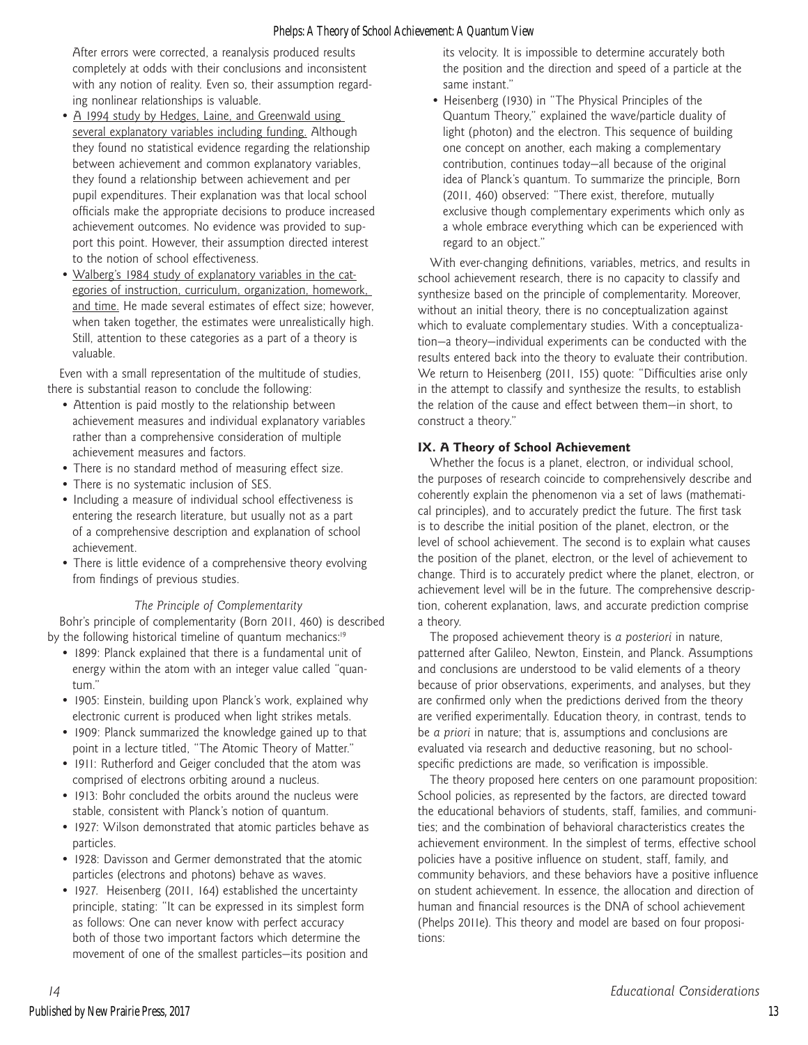After errors were corrected, a reanalysis produced results completely at odds with their conclusions and inconsistent with any notion of reality. Even so, their assumption regarding nonlinear relationships is valuable.

- A 1994 study by Hedges, Laine, and Greenwald using several explanatory variables including funding. Although they found no statistical evidence regarding the relationship between achievement and common explanatory variables, they found a relationship between achievement and per pupil expenditures. Their explanation was that local school officials make the appropriate decisions to produce increased achievement outcomes. No evidence was provided to support this point. However, their assumption directed interest to the notion of school effectiveness.
- Walberg's 1984 study of explanatory variables in the categories of instruction, curriculum, organization, homework, and time. He made several estimates of effect size; however, when taken together, the estimates were unrealistically high. Still, attention to these categories as a part of a theory is valuable.

Even with a small representation of the multitude of studies, there is substantial reason to conclude the following:

- Attention is paid mostly to the relationship between achievement measures and individual explanatory variables rather than a comprehensive consideration of multiple achievement measures and factors.
- There is no standard method of measuring effect size.
- There is no systematic inclusion of SES.
- Including a measure of individual school effectiveness is entering the research literature, but usually not as a part of a comprehensive description and explanation of school achievement.
- There is little evidence of a comprehensive theory evolving from findings of previous studies.

*The Principle of Complementarity*

Bohr's principle of complementarity (Born 2011, 460) is described by the following historical timeline of quantum mechanics:[19]

- 1899: Planck explained that there is a fundamental unit of energy within the atom with an integer value called "quantum."
- 1905: Einstein, building upon Planck's work, explained why electronic current is produced when light strikes metals.
- 1909: Planck summarized the knowledge gained up to that point in a lecture titled, "The Atomic Theory of Matter."
- 1911: Rutherford and Geiger concluded that the atom was comprised of electrons orbiting around a nucleus.
- 1913: Bohr concluded the orbits around the nucleus were stable, consistent with Planck's notion of quantum.
- 1927: Wilson demonstrated that atomic particles behave as particles.
- 1928: Davisson and Germer demonstrated that the atomic particles (electrons and photons) behave as waves.
- 1927. Heisenberg (2011, 164) established the uncertainty principle, stating: "It can be expressed in its simplest form as follows: One can never know with perfect accuracy both of those two important factors which determine the movement of one of the smallest particles—its position and its velocity. It is impossible to determine accurately both the position and the direction and speed of a particle at the same instant."
- Heisenberg (1930) in "The Physical Principles of the Quantum Theory," explained the wave/particle duality of light (photon) and the electron. This sequence of building one concept on another, each making a complementary contribution, continues today—all because of the original idea of Planck's quantum. To summarize the principle, Born (2011, 460) observed: "There exist, therefore, mutually exclusive though complementary experiments which only as a whole embrace everything which can be experienced with regard to an object."

With ever-changing definitions, variables, metrics, and results in school achievement research, there is no capacity to classify and synthesize based on the principle of complementarity. Moreover, without an initial theory, there is no conceptualization against which to evaluate complementary studies. With a conceptualization—a theory—individual experiments can be conducted with the results entered back into the theory to evaluate their contribution. We return to Heisenberg (2011, 155) quote: "Difficulties arise only in the attempt to classify and synthesize the results, to establish the relation of the cause and effect between them—in short, to construct a theory."

## IX. A Theory of School Achievement

Whether the focus is a planet, electron, or individual school, the purposes of research coincide to comprehensively describe and coherently explain the phenomenon via a set of laws (mathematical principles), and to accurately predict the future. The first task is to describe the initial position of the planet, electron, or the level of school achievement. The second is to explain what causes the position of the planet, electron, or the level of achievement to change. Third is to accurately predict where the planet, electron, or achievement level will be in the future. The comprehensive description, coherent explanation, laws, and accurate prediction comprise a theory.

The proposed achievement theory is *a posteriori* in nature, patterned after Galileo, Newton, Einstein, and Planck. Assumptions and conclusions are understood to be valid elements of a theory because of prior observations, experiments, and analyses, but they are confirmed only when the predictions derived from the theory are verified experimentally. Education theory, in contrast, tends to be *a priori* in nature; that is, assumptions and conclusions are evaluated via research and deductive reasoning, but no school-specific predictions are made, so verification is impossible.

The theory proposed here centers on one paramount proposition: School policies, as represented by the factors, are directed toward the educational behaviors of students, staff, families, and communities; and the combination of behavioral characteristics creates the achievement environment. In the simplest of terms, effective school policies have a positive influence on student, staff, family, and community behaviors, and these behaviors have a positive influence on student achievement. In essence, the allocation and direction of human and financial resources is the DNA of school achievement (Phelps 2011e). This theory and model are based on four propositions: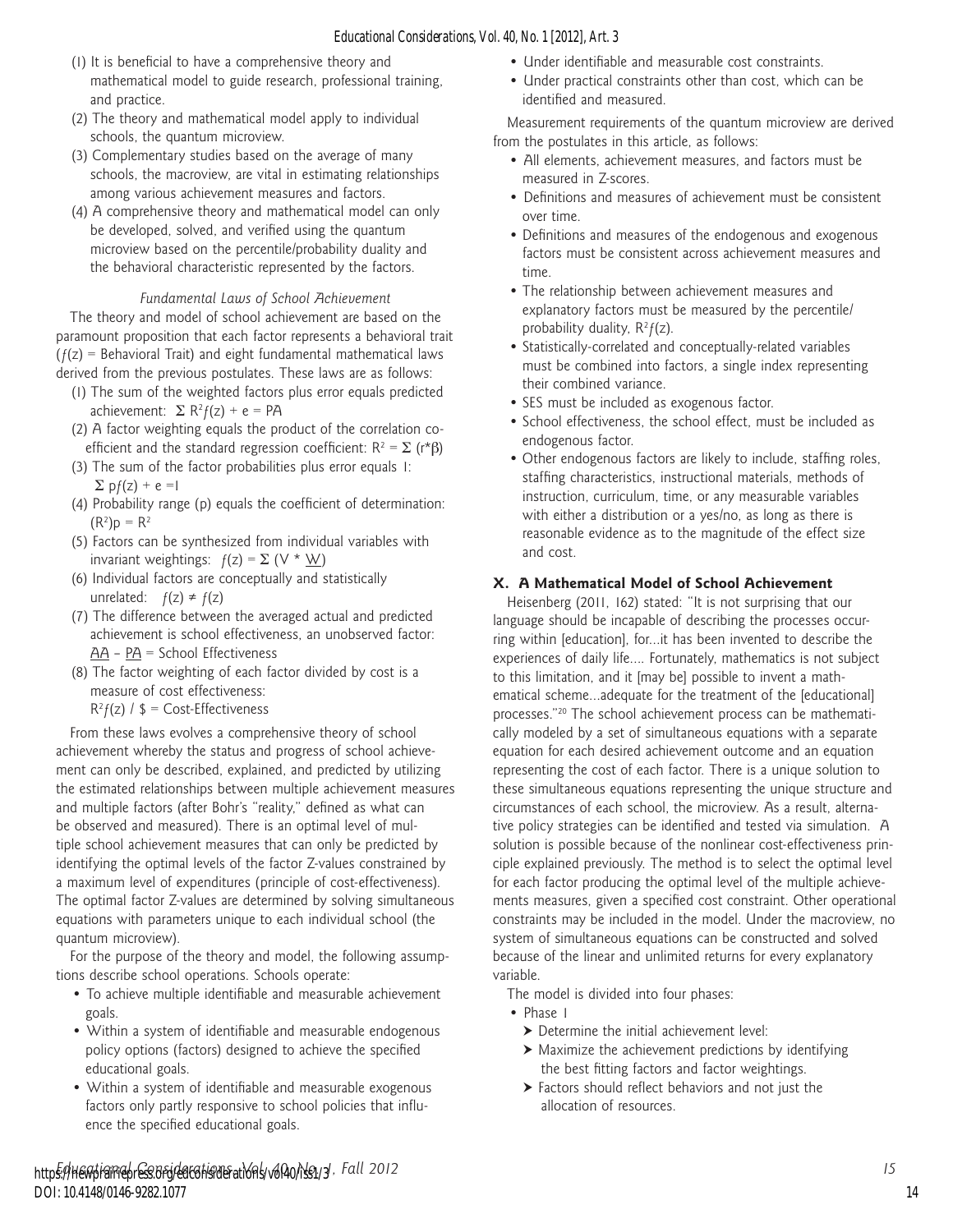(1) It is beneficial to have a comprehensive theory and mathematical model to guide research, professional training, and practice.

(2) The theory and mathematical model apply to individual schools, the quantum microview.

(3) Complementary studies based on the average of many schools, the macroview, are vital in estimating relationships among various achievement measures and factors.

(4) A comprehensive theory and mathematical model can only be developed, solved, and verified using the quantum microview based on the percentile/probability duality and the behavioral characteristic represented by the factors.

*Fundamental Laws of School Achievement*

The theory and model of school achievement are based on the paramount proposition that each factor represents a behavioral trait ($f(z)$ = Behavioral Trait) and eight fundamental mathematical laws derived from the previous postulates. These laws are as follows:

(1) The sum of the weighted factors plus error equals predicted achievement: $\Sigma\ R^2 f(z) + e = PA$

(2) A factor weighting equals the product of the correlation coefficient and the standard regression coefficient: $R^2 = \Sigma\ (r^*\beta)$

(3) The sum of the factor probabilities plus error equals 1: $\Sigma\ pf(z) + e = 1$

(4) Probability range (p) equals the coefficient of determination: $(R^2)p = R^2$

(5) Factors can be synthesized from individual variables with invariant weightings: $f(z) = \Sigma\ (V * \underline{W})$

(6) Individual factors are conceptually and statistically unrelated: $f(z) \neq f(z)$

(7) The difference between the averaged actual and predicted achievement is school effectiveness, an unobserved factor: $\underline{AA} - \underline{PA}$ = School Effectiveness

(8) The factor weighting of each factor divided by cost is a measure of cost effectiveness: $R^2 f(z)\ /\ \$$ = Cost-Effectiveness

From these laws evolves a comprehensive theory of school achievement whereby the status and progress of school achievement can only be described, explained, and predicted by utilizing the estimated relationships between multiple achievement measures and multiple factors (after Bohr's "reality," defined as what can be observed and measured). There is an optimal level of multiple school achievement measures that can only be predicted by identifying the optimal levels of the factor Z-values constrained by a maximum level of expenditures (principle of cost-effectiveness). The optimal factor Z-values are determined by solving simultaneous equations with parameters unique to each individual school (the quantum microview).

For the purpose of the theory and model, the following assumptions describe school operations. Schools operate:

- To achieve multiple identifiable and measurable achievement goals.
- Within a system of identifiable and measurable endogenous policy options (factors) designed to achieve the specified educational goals.
- Within a system of identifiable and measurable exogenous factors only partly responsive to school policies that influence the specified educational goals.
- Under identifiable and measurable cost constraints.
- Under practical constraints other than cost, which can be identified and measured.

Measurement requirements of the quantum microview are derived from the postulates in this article, as follows:

- All elements, achievement measures, and factors must be measured in Z-scores.
- Definitions and measures of achievement must be consistent over time.
- Definitions and measures of the endogenous and exogenous factors must be consistent across achievement measures and time.
- The relationship between achievement measures and explanatory factors must be measured by the percentile/probability duality, $R^2 f(z)$.
- Statistically-correlated and conceptually-related variables must be combined into factors, a single index representing their combined variance.
- SES must be included as exogenous factor.
- School effectiveness, the school effect, must be included as endogenous factor.
- Other endogenous factors are likely to include, staffing roles, staffing characteristics, instructional materials, methods of instruction, curriculum, time, or any measurable variables with either a distribution or a yes/no, as long as there is reasonable evidence as to the magnitude of the effect size and cost.

## X. A Mathematical Model of School Achievement

Heisenberg (2011, 162) stated: "It is not surprising that our language should be incapable of describing the processes occurring within [education], for...it has been invented to describe the experiences of daily life.... Fortunately, mathematics is not subject to this limitation, and it [may be] possible to invent a mathematical scheme...adequate for the treatment of the [educational] processes."[20] The school achievement process can be mathematically modeled by a set of simultaneous equations with a separate equation for each desired achievement outcome and an equation representing the cost of each factor. There is a unique solution to these simultaneous equations representing the unique structure and circumstances of each school, the microview. As a result, alternative policy strategies can be identified and tested via simulation. A solution is possible because of the nonlinear cost-effectiveness principle explained previously. The method is to select the optimal level for each factor producing the optimal level of the multiple achievements measures, given a specified cost constraint. Other operational constraints may be included in the model. Under the macroview, no system of simultaneous equations can be constructed and solved because of the linear and unlimited returns for every explanatory variable.

The model is divided into four phases:

- Phase 1
  - Determine the initial achievement level:
  - Maximize the achievement predictions by identifying the best fitting factors and factor weightings.
  - Factors should reflect behaviors and not just the allocation of resources.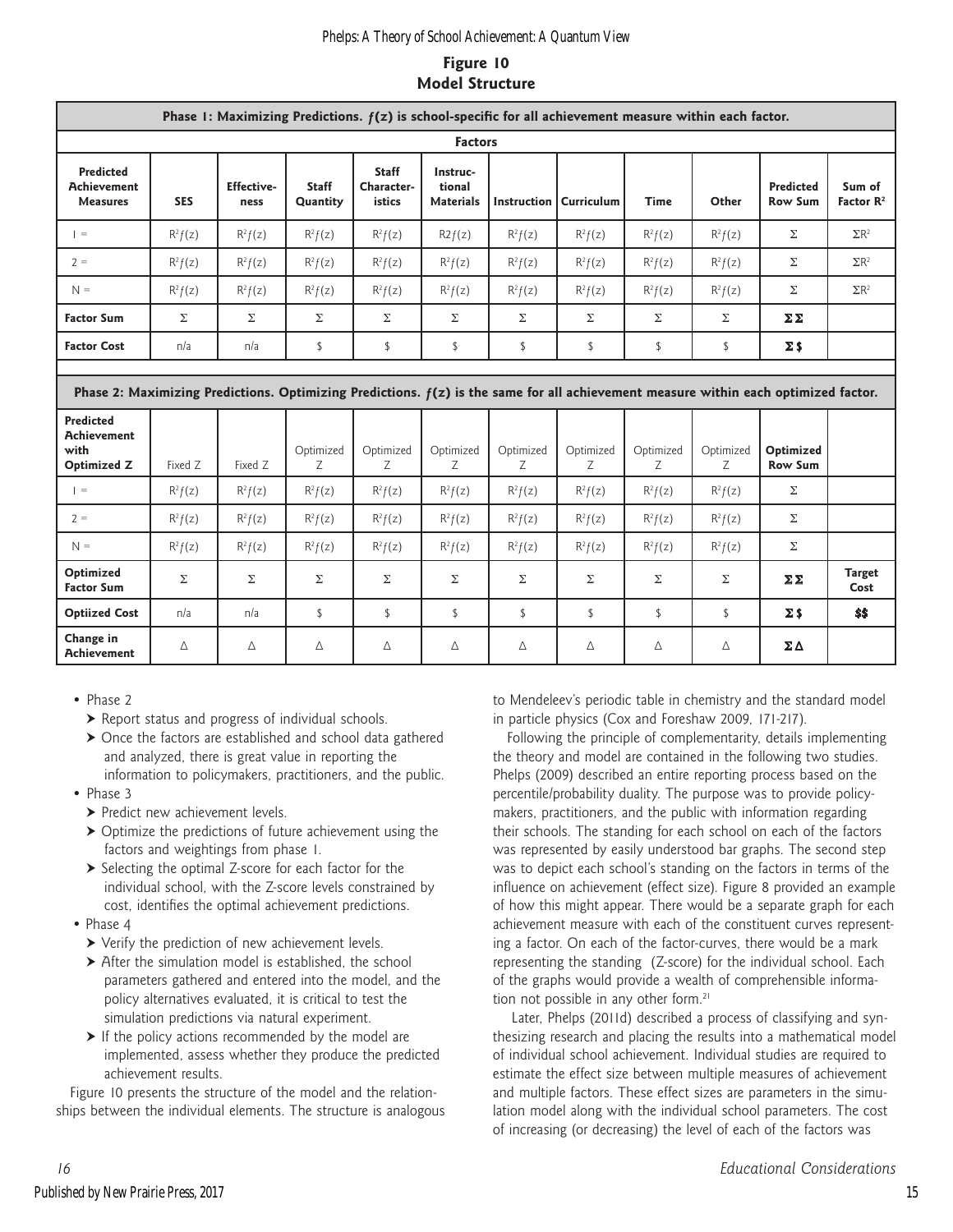**Figure 10**
**Model Structure**

| **Phase 1: Maximizing Predictions. $f(z)$ is school-specific for all achievement measure within each factor.** | | | | | | | | | | | |
|---|---|---|---|---|---|---|---|---|---|---|---|
| | **Factors** | | | | | | | | | | |
| **Predicted Achievement Measures** | **SES** | **Effective-ness** | **Staff Quantity** | **Staff Character-istics** | **Instruc-tional Materials** | **Instruction** | **Curriculum** | **Time** | **Other** | **Predicted Row Sum** | **Sum of Factor $R^2$** |
| 1 = | $R^2f(z)$ | $R^2f(z)$ | $R^2f(z)$ | $R^2f(z)$ | $R2f(z)$ | $R^2f(z)$ | $R^2f(z)$ | $R^2f(z)$ | $R^2f(z)$ | $\Sigma$ | $\Sigma R^2$ |
| 2 = | $R^2f(z)$ | $R^2f(z)$ | $R^2f(z)$ | $R^2f(z)$ | $R^2f(z)$ | $R^2f(z)$ | $R^2f(z)$ | $R^2f(z)$ | $R^2f(z)$ | $\Sigma$ | $\Sigma R^2$ |
| N = | $R^2f(z)$ | $R^2f(z)$ | $R^2f(z)$ | $R^2f(z)$ | $R^2f(z)$ | $R^2f(z)$ | $R^2f(z)$ | $R^2f(z)$ | $R^2f(z)$ | $\Sigma$ | $\Sigma R^2$ |
| **Factor Sum** | $\Sigma$ | $\Sigma$ | $\Sigma$ | $\Sigma$ | $\Sigma$ | $\Sigma$ | $\Sigma$ | $\Sigma$ | $\Sigma$ | $\Sigma\Sigma$ | |
| **Factor Cost** | n/a | n/a | $ | $ | $ | $ | $ | $ | $ | $\Sigma$ $ | |
| **Phase 2: Maximizing Predictions. Optimizing Predictions. $f(z)$ is the same for all achievement measure within each optimized factor.** | | | | | | | | | | | |
| **Predicted Achievement with Optimized Z** | Fixed Z | Fixed Z | Optimized Z | Optimized Z | Optimized Z | Optimized Z | Optimized Z | Optimized Z | Optimized Z | **Optimized Row Sum** | |
| 1 = | $R^2f(z)$ | $R^2f(z)$ | $R^2f(z)$ | $R^2f(z)$ | $R^2f(z)$ | $R^2f(z)$ | $R^2f(z)$ | $R^2f(z)$ | $R^2f(z)$ | $\Sigma$ | |
| 2 = | $R^2f(z)$ | $R^2f(z)$ | $R^2f(z)$ | $R^2f(z)$ | $R^2f(z)$ | $R^2f(z)$ | $R^2f(z)$ | $R^2f(z)$ | $R^2f(z)$ | $\Sigma$ | |
| N = | $R^2f(z)$ | $R^2f(z)$ | $R^2f(z)$ | $R^2f(z)$ | $R^2f(z)$ | $R^2f(z)$ | $R^2f(z)$ | $R^2f(z)$ | $R^2f(z)$ | $\Sigma$ | |
| **Optimized Factor Sum** | $\Sigma$ | $\Sigma$ | $\Sigma$ | $\Sigma$ | $\Sigma$ | $\Sigma$ | $\Sigma$ | $\Sigma$ | $\Sigma$ | $\Sigma\Sigma$ | **Target Cost** |
| **Optiized Cost** | n/a | n/a | $ | $ | $ | $ | $ | $ | $ | $\Sigma$ $ | **$$** |
| **Change in Achievement** | $\Delta$ | $\Delta$ | $\Delta$ | $\Delta$ | $\Delta$ | $\Delta$ | $\Delta$ | $\Delta$ | $\Delta$ | $\Sigma\Delta$ | |

- Phase 2
  - Report status and progress of individual schools.
  - Once the factors are established and school data gathered and analyzed, there is great value in reporting the information to policymakers, practitioners, and the public.
- Phase 3
  - Predict new achievement levels.
  - Optimize the predictions of future achievement using the factors and weightings from phase 1.
  - Selecting the optimal Z-score for each factor for the individual school, with the Z-score levels constrained by cost, identifies the optimal achievement predictions.
- Phase 4
  - Verify the prediction of new achievement levels.
  - After the simulation model is established, the school parameters gathered and entered into the model, and the policy alternatives evaluated, it is critical to test the simulation predictions via natural experiment.
  - If the policy actions recommended by the model are implemented, assess whether they produce the predicted achievement results.

Figure 10 presents the structure of the model and the relationships between the individual elements. The structure is analogous to Mendeleev's periodic table in chemistry and the standard model in particle physics (Cox and Foreshaw 2009, 171-217).

Following the principle of complementarity, details implementing the theory and model are contained in the following two studies. Phelps (2009) described an entire reporting process based on the percentile/probability duality. The purpose was to provide policymakers, practitioners, and the public with information regarding their schools. The standing for each school on each of the factors was represented by easily understood bar graphs. The second step was to depict each school's standing on the factors in terms of the influence on achievement (effect size). Figure 8 provided an example of how this might appear. There would be a separate graph for each achievement measure with each of the constituent curves representing a factor. On each of the factor-curves, there would be a mark representing the standing (Z-score) for the individual school. Each of the graphs would provide a wealth of comprehensible information not possible in any other form.[21]

Later, Phelps (2011d) described a process of classifying and synthesizing research and placing the results into a mathematical model of individual school achievement. Individual studies are required to estimate the effect size between multiple measures of achievement and multiple factors. These effect sizes are parameters in the simulation model along with the individual school parameters. The cost of increasing (or decreasing) the level of each of the factors was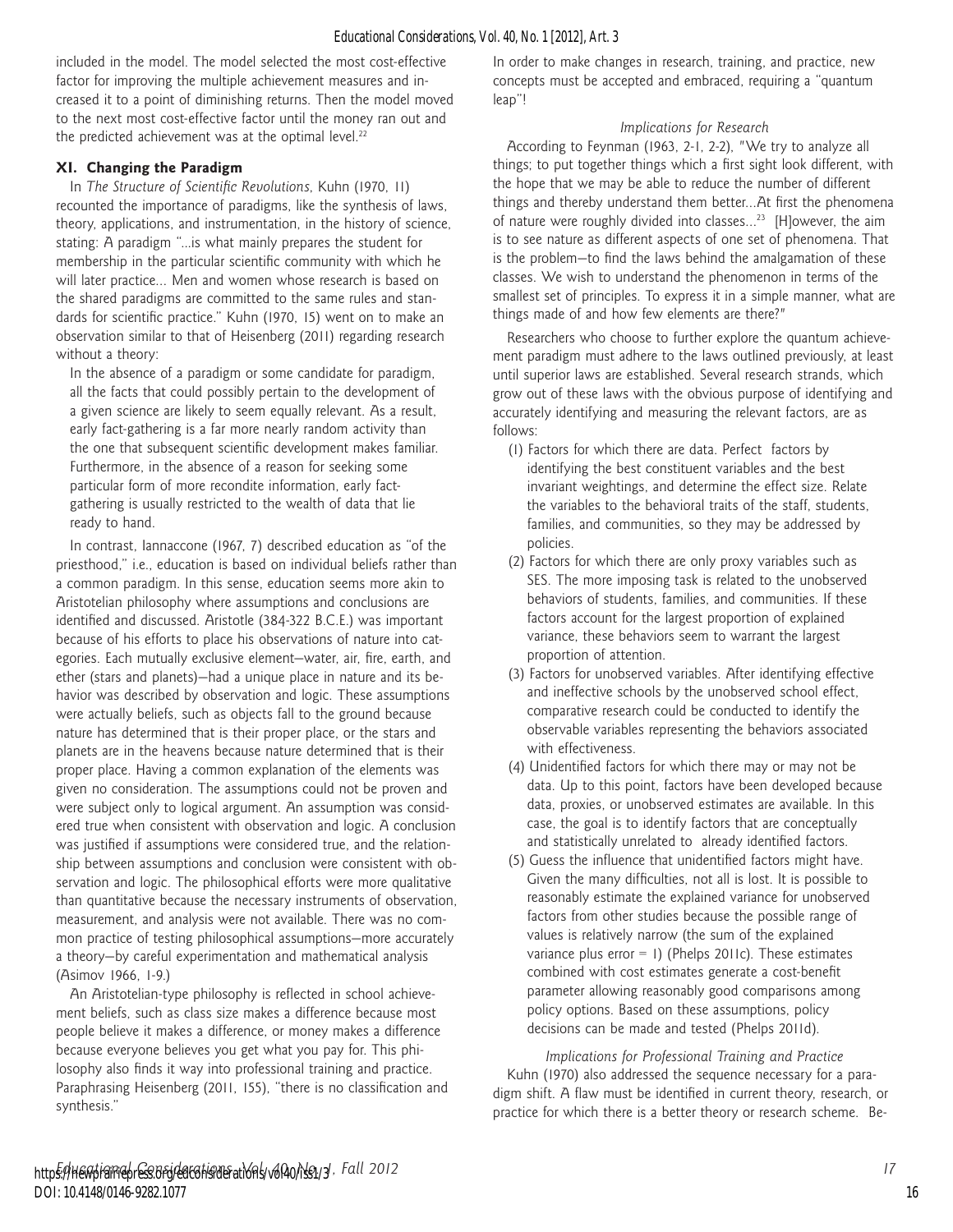included in the model. The model selected the most cost-effective factor for improving the multiple achievement measures and increased it to a point of diminishing returns. Then the model moved to the next most cost-effective factor until the money ran out and the predicted achievement was at the optimal level.[22]

## XI. Changing the Paradigm

In *The Structure of Scientific Revolutions*, Kuhn (1970, 11) recounted the importance of paradigms, like the synthesis of laws, theory, applications, and instrumentation, in the history of science, stating: A paradigm "...is what mainly prepares the student for membership in the particular scientific community with which he will later practice... Men and women whose research is based on the shared paradigms are committed to the same rules and standards for scientific practice." Kuhn (1970, 15) went on to make an observation similar to that of Heisenberg (2011) regarding research without a theory:

> In the absence of a paradigm or some candidate for paradigm, all the facts that could possibly pertain to the development of a given science are likely to seem equally relevant. As a result, early fact-gathering is a far more nearly random activity than the one that subsequent scientific development makes familiar. Furthermore, in the absence of a reason for seeking some particular form of more recondite information, early fact-gathering is usually restricted to the wealth of data that lie ready to hand.

In contrast, Iannaccone (1967, 7) described education as "of the priesthood," i.e., education is based on individual beliefs rather than a common paradigm. In this sense, education seems more akin to Aristotelian philosophy where assumptions and conclusions are identified and discussed. Aristotle (384-322 B.C.E.) was important because of his efforts to place his observations of nature into categories. Each mutually exclusive element—water, air, fire, earth, and ether (stars and planets)—had a unique place in nature and its behavior was described by observation and logic. These assumptions were actually beliefs, such as objects fall to the ground because nature has determined that is their proper place, or the stars and planets are in the heavens because nature determined that is their proper place. Having a common explanation of the elements was given no consideration. The assumptions could not be proven and were subject only to logical argument. An assumption was considered true when consistent with observation and logic. A conclusion was justified if assumptions were considered true, and the relationship between assumptions and conclusion were consistent with observation and logic. The philosophical efforts were more qualitative than quantitative because the necessary instruments of observation, measurement, and analysis were not available. There was no common practice of testing philosophical assumptions—more accurately a theory—by careful experimentation and mathematical analysis (Asimov 1966, 1-9.)

An Aristotelian-type philosophy is reflected in school achievement beliefs, such as class size makes a difference because most people believe it makes a difference, or money makes a difference because everyone believes you get what you pay for. This philosophy also finds it way into professional training and practice. Paraphrasing Heisenberg (2011, 155), "there is no classification and synthesis."

In order to make changes in research, training, and practice, new concepts must be accepted and embraced, requiring a "quantum leap"!

### *Implications for Research*

According to Feynman (1963, 2-1, 2-2), "We try to analyze all things; to put together things which a first sight look different, with the hope that we may be able to reduce the number of different things and thereby understand them better...At first the phenomena of nature were roughly divided into classes...[23] [H]owever, the aim is to see nature as different aspects of one set of phenomena. That is the problem—to find the laws behind the amalgamation of these classes. We wish to understand the phenomenon in terms of the smallest set of principles. To express it in a simple manner, what are things made of and how few elements are there?"

Researchers who choose to further explore the quantum achievement paradigm must adhere to the laws outlined previously, at least until superior laws are established. Several research strands, which grow out of these laws with the obvious purpose of identifying and accurately identifying and measuring the relevant factors, are as follows:

1. Factors for which there are data. Perfect factors by identifying the best constituent variables and the best invariant weightings, and determine the effect size. Relate the variables to the behavioral traits of the staff, students, families, and communities, so they may be addressed by policies.
2. Factors for which there are only proxy variables such as SES. The more imposing task is related to the unobserved behaviors of students, families, and communities. If these factors account for the largest proportion of explained variance, these behaviors seem to warrant the largest proportion of attention.
3. Factors for unobserved variables. After identifying effective and ineffective schools by the unobserved school effect, comparative research could be conducted to identify the observable variables representing the behaviors associated with effectiveness.
4. Unidentified factors for which there may or may not be data. Up to this point, factors have been developed because data, proxies, or unobserved estimates are available. In this case, the goal is to identify factors that are conceptually and statistically unrelated to already identified factors.
5. Guess the influence that unidentified factors might have. Given the many difficulties, not all is lost. It is possible to reasonably estimate the explained variance for unobserved factors from other studies because the possible range of values is relatively narrow (the sum of the explained variance plus error = 1) (Phelps 2011c). These estimates combined with cost estimates generate a cost-benefit parameter allowing reasonably good comparisons among policy options. Based on these assumptions, policy decisions can be made and tested (Phelps 2011d).

### *Implications for Professional Training and Practice*

Kuhn (1970) also addressed the sequence necessary for a paradigm shift. A flaw must be identified in current theory, research, or practice for which there is a better theory or research scheme. Be-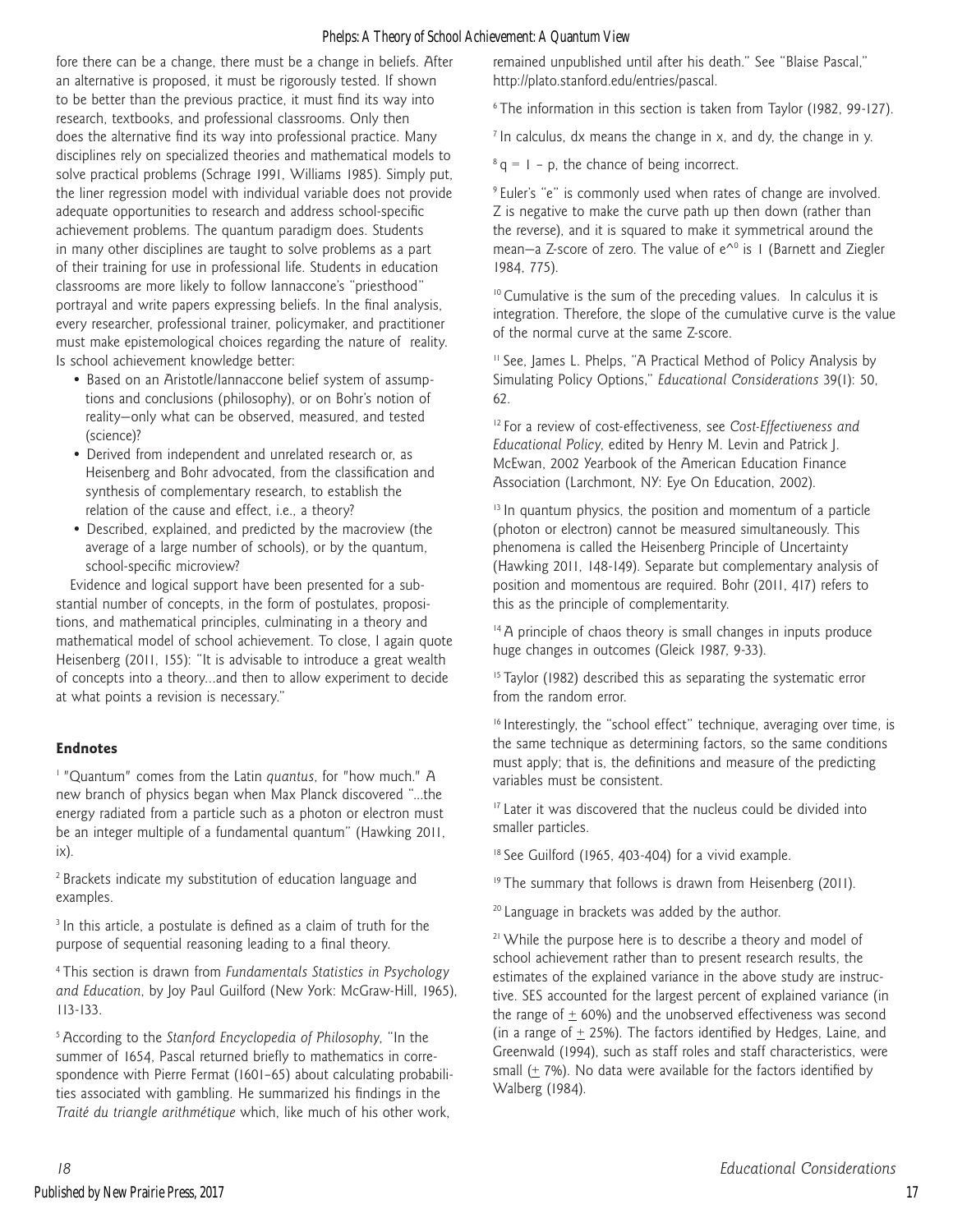fore there can be a change, there must be a change in beliefs. After an alternative is proposed, it must be rigorously tested. If shown to be better than the previous practice, it must find its way into research, textbooks, and professional classrooms. Only then does the alternative find its way into professional practice. Many disciplines rely on specialized theories and mathematical models to solve practical problems (Schrage 1991, Williams 1985). Simply put, the liner regression model with individual variable does not provide adequate opportunities to research and address school-specific achievement problems. The quantum paradigm does. Students in many other disciplines are taught to solve problems as a part of their training for use in professional life. Students in education classrooms are more likely to follow Iannaccone's "priesthood" portrayal and write papers expressing beliefs. In the final analysis, every researcher, professional trainer, policymaker, and practitioner must make epistemological choices regarding the nature of reality. Is school achievement knowledge better:

- Based on an Aristotle/Iannaccone belief system of assumptions and conclusions (philosophy), or on Bohr's notion of reality—only what can be observed, measured, and tested (science)?
- Derived from independent and unrelated research or, as Heisenberg and Bohr advocated, from the classification and synthesis of complementary research, to establish the relation of the cause and effect, i.e., a theory?
- Described, explained, and predicted by the macroview (the average of a large number of schools), or by the quantum, school-specific microview?

Evidence and logical support have been presented for a substantial number of concepts, in the form of postulates, propositions, and mathematical principles, culminating in a theory and mathematical model of school achievement. To close, I again quote Heisenberg (2011, 155): "It is advisable to introduce a great wealth of concepts into a theory...and then to allow experiment to decide at what points a revision is necessary."

## Endnotes

[1] "Quantum" comes from the Latin *quantus*, for "how much." A new branch of physics began when Max Planck discovered "...the energy radiated from a particle such as a photon or electron must be an integer multiple of a fundamental quantum" (Hawking 2011, ix).

[2] Brackets indicate my substitution of education language and examples.

[3] In this article, a postulate is defined as a claim of truth for the purpose of sequential reasoning leading to a final theory.

[4] This section is drawn from *Fundamentals Statistics in Psychology and Education*, by Joy Paul Guilford (New York: McGraw-Hill, 1965), 113-133.

[5] According to the *Stanford Encyclopedia of Philosophy*, "In the summer of 1654, Pascal returned briefly to mathematics in correspondence with Pierre Fermat (1601–65) about calculating probabilities associated with gambling. He summarized his findings in the *Traité du triangle arithmétique* which, like much of his other work, remained unpublished until after his death." See "Blaise Pascal," http://plato.stanford.edu/entries/pascal.

[6] The information in this section is taken from Taylor (1982, 99-127).

[7] In calculus, dx means the change in x, and dy, the change in y.

[8] $q = 1 - p$, the chance of being incorrect.

[9] Euler's "e" is commonly used when rates of change are involved. Z is negative to make the curve path up then down (rather than the reverse), and it is squared to make it symmetrical around the mean—a Z-score of zero. The value of $e^{0}$ is 1 (Barnett and Ziegler 1984, 775).

[10] Cumulative is the sum of the preceding values. In calculus it is integration. Therefore, the slope of the cumulative curve is the value of the normal curve at the same Z-score.

[11] See, James L. Phelps, "A Practical Method of Policy Analysis by Simulating Policy Options," *Educational Considerations* 39(1): 50, 62.

[12] For a review of cost-effectiveness, see *Cost-Effectiveness and Educational Policy*, edited by Henry M. Levin and Patrick J. McEwan, 2002 Yearbook of the American Education Finance Association (Larchmont, NY: Eye On Education, 2002).

[13] In quantum physics, the position and momentum of a particle (photon or electron) cannot be measured simultaneously. This phenomena is called the Heisenberg Principle of Uncertainty (Hawking 2011, 148-149). Separate but complementary analysis of position and momentous are required. Bohr (2011, 417) refers to this as the principle of complementarity.

[14] A principle of chaos theory is small changes in inputs produce huge changes in outcomes (Gleick 1987, 9-33).

[15] Taylor (1982) described this as separating the systematic error from the random error.

[16] Interestingly, the "school effect" technique, averaging over time, is the same technique as determining factors, so the same conditions must apply; that is, the definitions and measure of the predicting variables must be consistent.

[17] Later it was discovered that the nucleus could be divided into smaller particles.

[18] See Guilford (1965, 403-404) for a vivid example.

[19] The summary that follows is drawn from Heisenberg (2011).

[20] Language in brackets was added by the author.

[21] While the purpose here is to describe a theory and model of school achievement rather than to present research results, the estimates of the explained variance in the above study are instructive. SES accounted for the largest percent of explained variance (in the range of $\pm$ 60%) and the unobserved effectiveness was second (in a range of $\pm$ 25%). The factors identified by Hedges, Laine, and Greenwald (1994), such as staff roles and staff characteristics, were small ($\pm$ 7%). No data were available for the factors identified by Walberg (1984).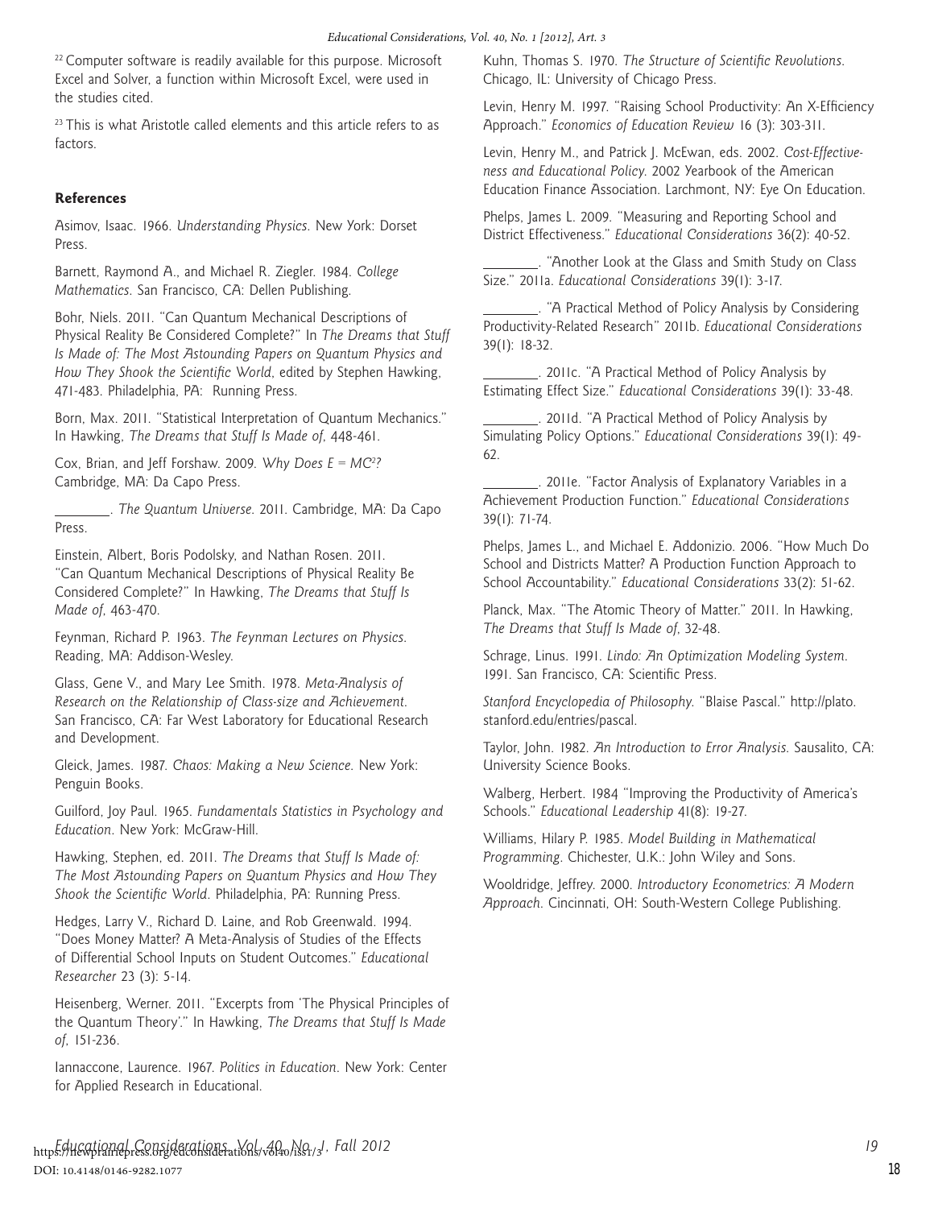[22] Computer software is readily available for this purpose. Microsoft Excel and Solver, a function within Microsoft Excel, were used in the studies cited.

[23] This is what Aristotle called elements and this article refers to as factors.

## References

Asimov, Isaac. 1966. *Understanding Physics*. New York: Dorset Press.

Barnett, Raymond A., and Michael R. Ziegler. 1984. *College Mathematics*. San Francisco, CA: Dellen Publishing.

Bohr, Niels. 2011. "Can Quantum Mechanical Descriptions of Physical Reality Be Considered Complete?" In *The Dreams that Stuff Is Made of: The Most Astounding Papers on Quantum Physics and How They Shook the Scientific World*, edited by Stephen Hawking, 471-483. Philadelphia, PA: Running Press.

Born, Max. 2011. "Statistical Interpretation of Quantum Mechanics." In Hawking, *The Dreams that Stuff Is Made of*, 448-461.

Cox, Brian, and Jeff Forshaw. 2009. *Why Does E = MC²?* Cambridge, MA: Da Capo Press.

________. *The Quantum Universe*. 2011. Cambridge, MA: Da Capo Press.

Einstein, Albert, Boris Podolsky, and Nathan Rosen. 2011. "Can Quantum Mechanical Descriptions of Physical Reality Be Considered Complete?" In Hawking, *The Dreams that Stuff Is Made of*, 463-470.

Feynman, Richard P. 1963. *The Feynman Lectures on Physics*. Reading, MA: Addison-Wesley.

Glass, Gene V., and Mary Lee Smith. 1978. *Meta-Analysis of Research on the Relationship of Class-size and Achievement*. San Francisco, CA: Far West Laboratory for Educational Research and Development.

Gleick, James. 1987. *Chaos: Making a New Science*. New York: Penguin Books.

Guilford, Joy Paul. 1965. *Fundamentals Statistics in Psychology and Education*. New York: McGraw-Hill.

Hawking, Stephen, ed. 2011. *The Dreams that Stuff Is Made of: The Most Astounding Papers on Quantum Physics and How They Shook the Scientific World*. Philadelphia, PA: Running Press.

Hedges, Larry V., Richard D. Laine, and Rob Greenwald. 1994. "Does Money Matter? A Meta-Analysis of Studies of the Effects of Differential School Inputs on Student Outcomes." *Educational Researcher* 23 (3): 5-14.

Heisenberg, Werner. 2011. "Excerpts from 'The Physical Principles of the Quantum Theory'." In Hawking, *The Dreams that Stuff Is Made of*, 151-236.

Iannaccone, Laurence. 1967. *Politics in Education*. New York: Center for Applied Research in Educational.

Kuhn, Thomas S. 1970. *The Structure of Scientific Revolutions*. Chicago, IL: University of Chicago Press.

Levin, Henry M. 1997. "Raising School Productivity: An X-Efficiency Approach." *Economics of Education Review* 16 (3): 303-311.

Levin, Henry M., and Patrick J. McEwan, eds. 2002. *Cost-Effectiveness and Educational Policy*. 2002 Yearbook of the American Education Finance Association. Larchmont, NY: Eye On Education.

Phelps, James L. 2009. "Measuring and Reporting School and District Effectiveness." *Educational Considerations* 36(2): 40-52.

________. "Another Look at the Glass and Smith Study on Class Size." 2011a. *Educational Considerations* 39(1): 3-17.

________. "A Practical Method of Policy Analysis by Considering Productivity-Related Research" 2011b. *Educational Considerations* 39(1): 18-32.

________. 2011c. "A Practical Method of Policy Analysis by Estimating Effect Size." *Educational Considerations* 39(1): 33-48.

________. 2011d. "A Practical Method of Policy Analysis by Simulating Policy Options." *Educational Considerations* 39(1): 49-62.

________. 2011e. "Factor Analysis of Explanatory Variables in a Achievement Production Function." *Educational Considerations* 39(1): 71-74.

Phelps, James L., and Michael E. Addonizio. 2006. "How Much Do School and Districts Matter? A Production Function Approach to School Accountability." *Educational Considerations* 33(2): 51-62.

Planck, Max. "The Atomic Theory of Matter." 2011. In Hawking, *The Dreams that Stuff Is Made of*, 32-48.

Schrage, Linus. 1991. *Lindo: An Optimization Modeling System*. 1991. San Francisco, CA: Scientific Press.

*Stanford Encyclopedia of Philosophy*. "Blaise Pascal." http://plato.stanford.edu/entries/pascal.

Taylor, John. 1982. *An Introduction to Error Analysis*. Sausalito, CA: University Science Books.

Walberg, Herbert. 1984 "Improving the Productivity of America's Schools." *Educational Leadership* 41(8): 19-27.

Williams, Hilary P. 1985. *Model Building in Mathematical Programming*. Chichester, U.K.: John Wiley and Sons.

Wooldridge, Jeffrey. 2000. *Introductory Econometrics: A Modern Approach*. Cincinnati, OH: South-Western College Publishing.